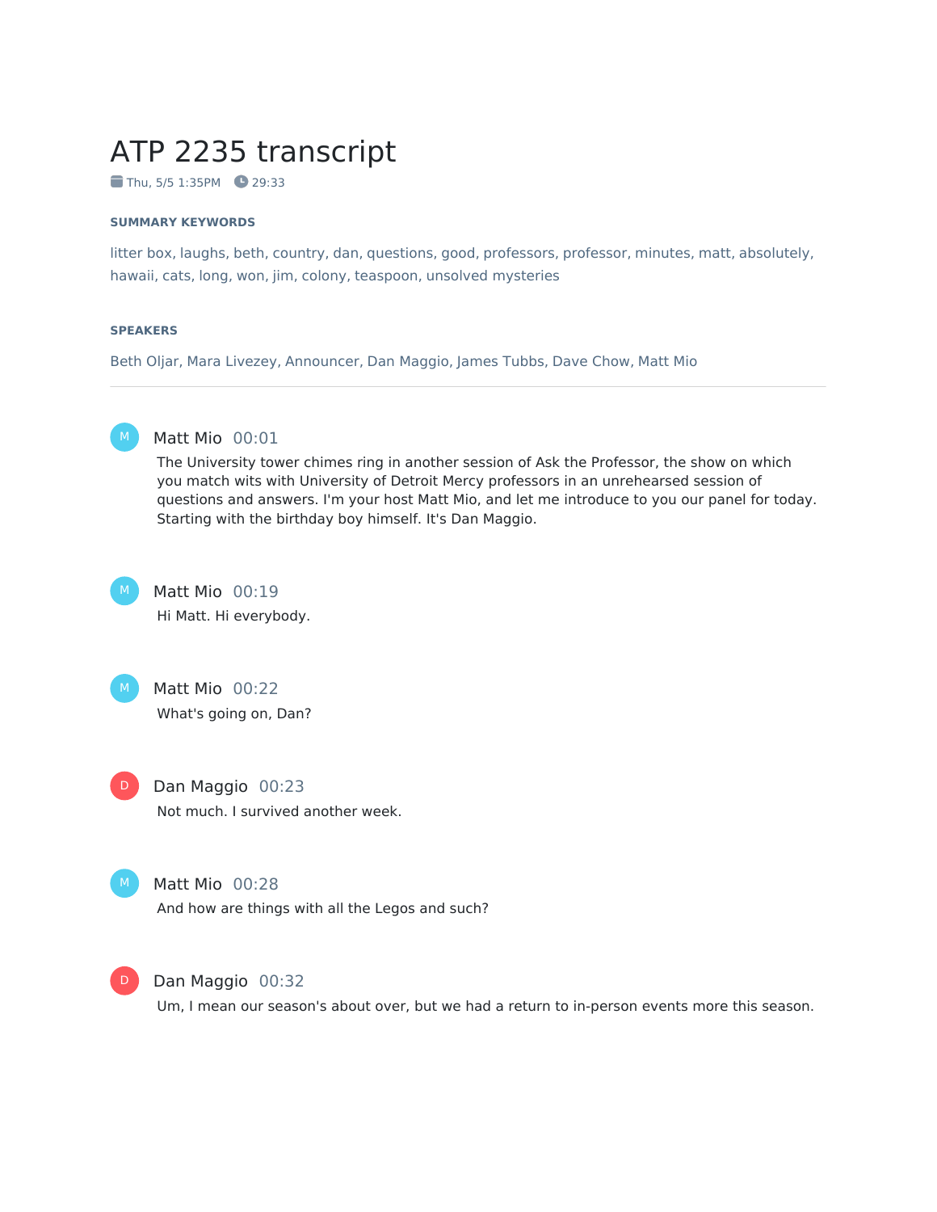# ATP 2235 transcript

Thu, 5/5 1:35PM 29:33

**SUMMARY KEYWORDS**

litter box, laughs, beth, country, dan, questions, good, professors, professor, minutes, matt, absolutely, hawaii, cats, long, won, jim, colony, teaspoon, unsolved mysteries

**SPEAKERS**

Beth Oljar, Mara Livezey, Announcer, Dan Maggio, James Tubbs, Dave Chow, Matt Mio

---

**Matt Mio** 00:01

The University tower chimes ring in another session of Ask the Professor, the show on which you match wits with University of Detroit Mercy professors in an unrehearsed session of questions and answers. I'm your host Matt Mio, and let me introduce to you our panel for today. Starting with the birthday boy himself. It's Dan Maggio.

**Matt Mio** 00:19

Hi Matt. Hi everybody.

**Matt Mio** 00:22

What's going on, Dan?

**Dan Maggio** 00:23

Not much. I survived another week.

**Matt Mio** 00:28

And how are things with all the Legos and such?

**Dan Maggio** 00:32

Um, I mean our season's about over, but we had a return to in-person events more this season.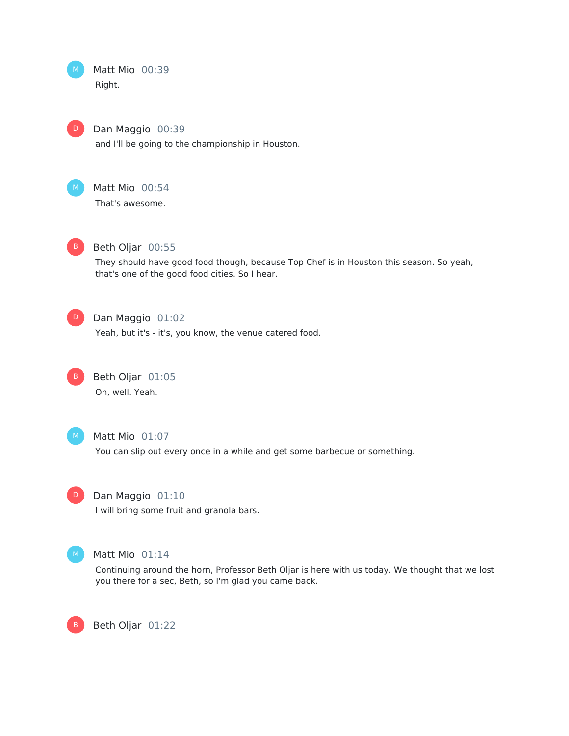Matt Mio 00:39

Right.

Dan Maggio 00:39

and I'll be going to the championship in Houston.

Matt Mio 00:54

That's awesome.

Beth Oljar 00:55

They should have good food though, because Top Chef is in Houston this season. So yeah, that's one of the good food cities. So I hear.

Dan Maggio 01:02

Yeah, but it's - it's, you know, the venue catered food.

Beth Oljar 01:05

Oh, well. Yeah.

Matt Mio 01:07

You can slip out every once in a while and get some barbecue or something.

Dan Maggio 01:10

I will bring some fruit and granola bars.

Matt Mio 01:14

Continuing around the horn, Professor Beth Oljar is here with us today. We thought that we lost you there for a sec, Beth, so I'm glad you came back.

Beth Oljar 01:22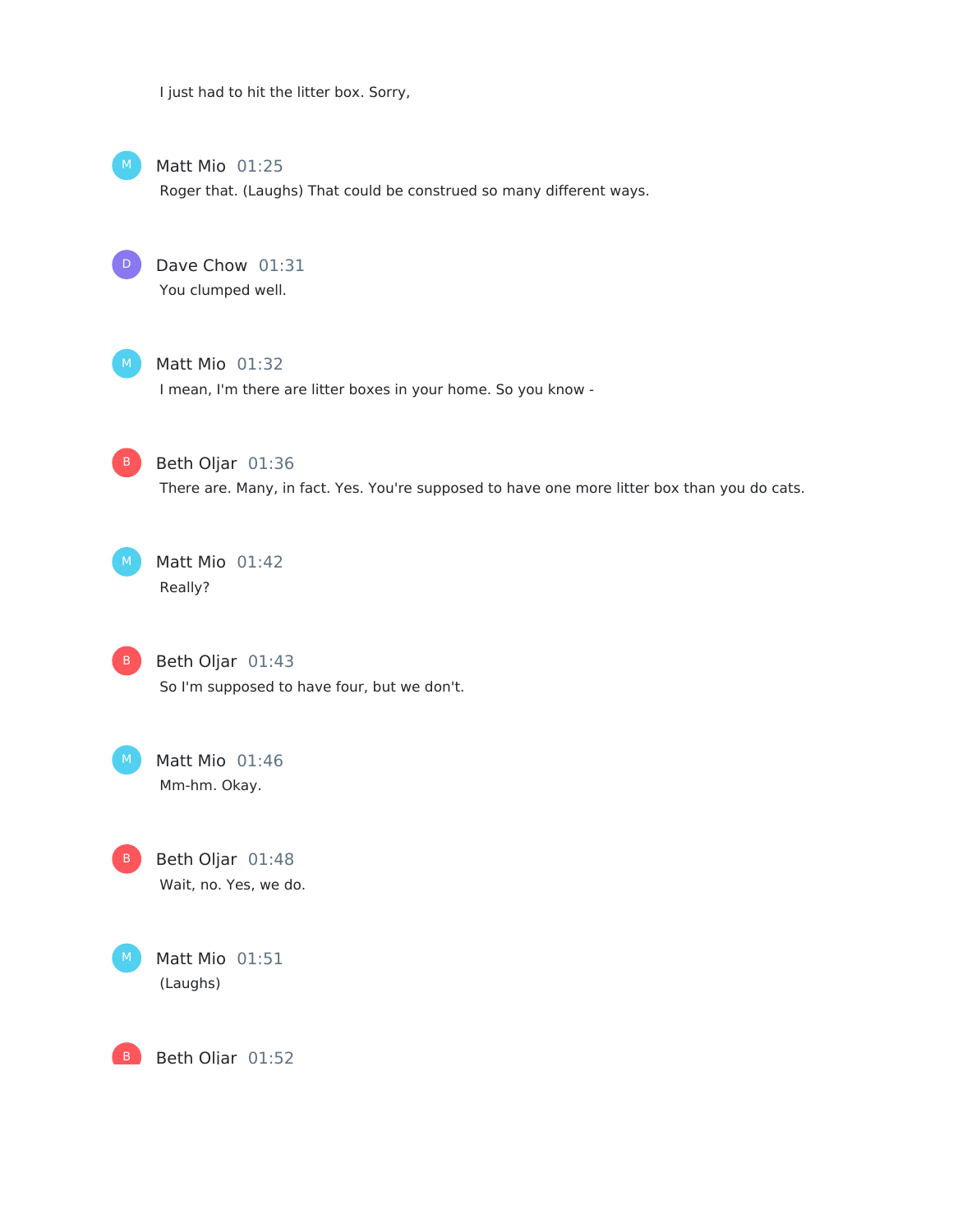I just had to hit the litter box. Sorry,

M Matt Mio 01:25

Roger that. (Laughs) That could be construed so many different ways.

D Dave Chow 01:31

You clumped well.

M Matt Mio 01:32

I mean, I'm there are litter boxes in your home. So you know -

B Beth Oljar 01:36

There are. Many, in fact. Yes. You're supposed to have one more litter box than you do cats.

M Matt Mio 01:42

Really?

B Beth Oljar 01:43

So I'm supposed to have four, but we don't.

M Matt Mio 01:46

Mm-hm. Okay.

B Beth Oljar 01:48

Wait, no. Yes, we do.

M Matt Mio 01:51

(Laughs)

B Beth Oljar 01:52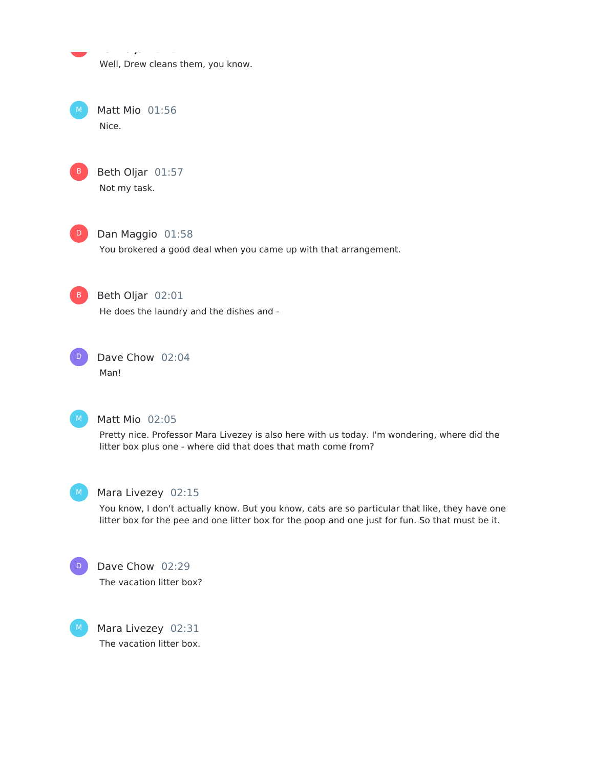Well, Drew cleans them, you know.

Matt Mio 01:56

Nice.

Beth Oljar 01:57

Not my task.

Dan Maggio 01:58

You brokered a good deal when you came up with that arrangement.

Beth Oljar 02:01

He does the laundry and the dishes and -

Dave Chow 02:04

Man!

Matt Mio 02:05

Pretty nice. Professor Mara Livezey is also here with us today. I'm wondering, where did the litter box plus one - where did that does that math come from?

Mara Livezey 02:15

You know, I don't actually know. But you know, cats are so particular that like, they have one litter box for the pee and one litter box for the poop and one just for fun. So that must be it.

Dave Chow 02:29

The vacation litter box?

Mara Livezey 02:31

The vacation litter box.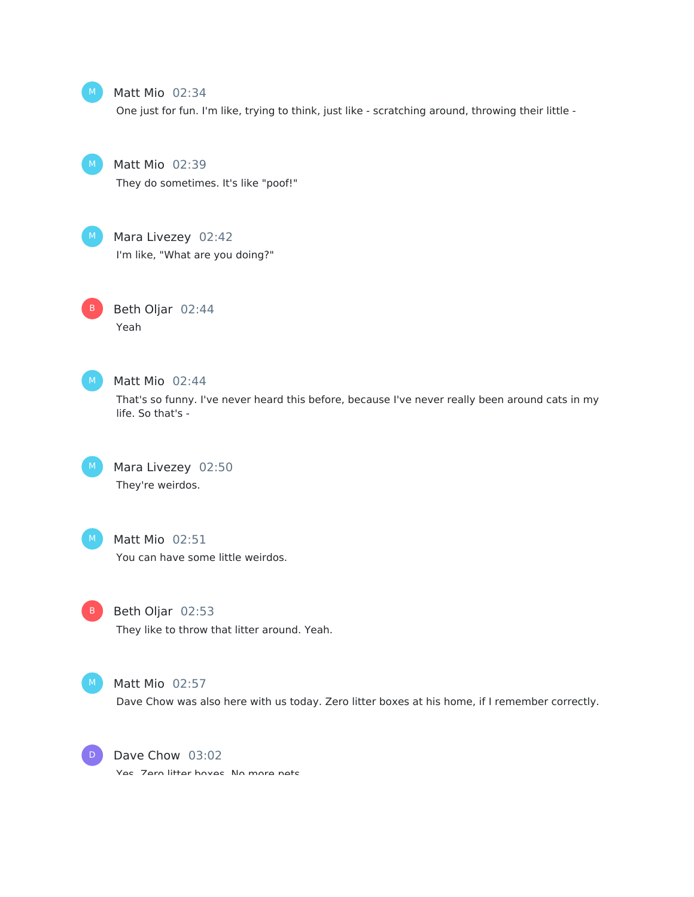Matt Mio 02:34

One just for fun. I'm like, trying to think, just like - scratching around, throwing their little -

Matt Mio 02:39

They do sometimes. It's like "poof!"

Mara Livezey 02:42

I'm like, "What are you doing?"

Beth Oljar 02:44

Yeah

Matt Mio 02:44

That's so funny. I've never heard this before, because I've never really been around cats in my life. So that's -

Mara Livezey 02:50

They're weirdos.

Matt Mio 02:51

You can have some little weirdos.

Beth Oljar 02:53

They like to throw that litter around. Yeah.

Matt Mio 02:57

Dave Chow was also here with us today. Zero litter boxes at his home, if I remember correctly.

Dave Chow 03:02

Yes. Zero litter boxes. No more pets.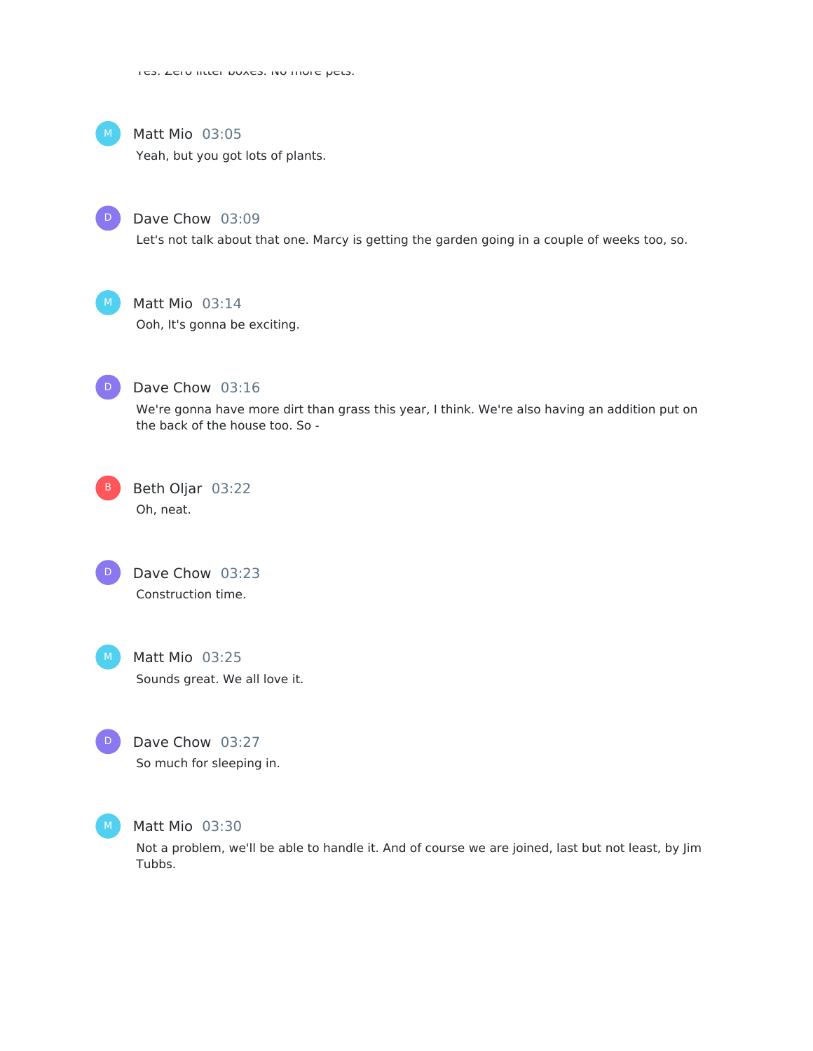Yes. Zero litter boxes. No more pets.

Matt Mio 03:05

Yeah, but you got lots of plants.

Dave Chow 03:09

Let's not talk about that one. Marcy is getting the garden going in a couple of weeks too, so.

Matt Mio 03:14

Ooh, It's gonna be exciting.

Dave Chow 03:16

We're gonna have more dirt than grass this year, I think. We're also having an addition put on the back of the house too. So -

Beth Oljar 03:22

Oh, neat.

Dave Chow 03:23

Construction time.

Matt Mio 03:25

Sounds great. We all love it.

Dave Chow 03:27

So much for sleeping in.

Matt Mio 03:30

Not a problem, we'll be able to handle it. And of course we are joined, last but not least, by Jim Tubbs.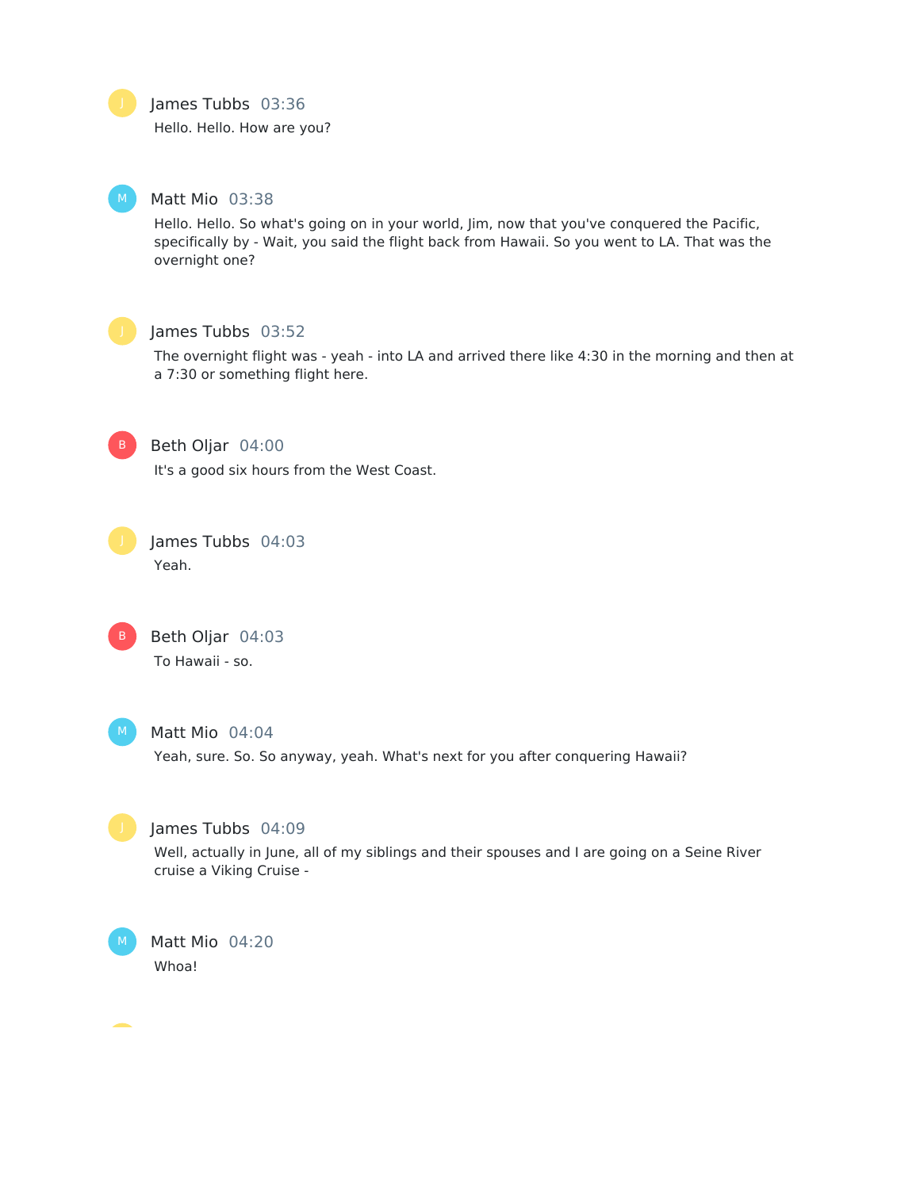James Tubbs 03:36

Hello. Hello. How are you?

Matt Mio 03:38

Hello. Hello. So what's going on in your world, Jim, now that you've conquered the Pacific, specifically by - Wait, you said the flight back from Hawaii. So you went to LA. That was the overnight one?

James Tubbs 03:52

The overnight flight was - yeah - into LA and arrived there like 4:30 in the morning and then at a 7:30 or something flight here.

Beth Oljar 04:00

It's a good six hours from the West Coast.

James Tubbs 04:03

Yeah.

Beth Oljar 04:03

To Hawaii - so.

Matt Mio 04:04

Yeah, sure. So. So anyway, yeah. What's next for you after conquering Hawaii?

James Tubbs 04:09

Well, actually in June, all of my siblings and their spouses and I are going on a Seine River cruise a Viking Cruise -

Matt Mio 04:20

Whoa!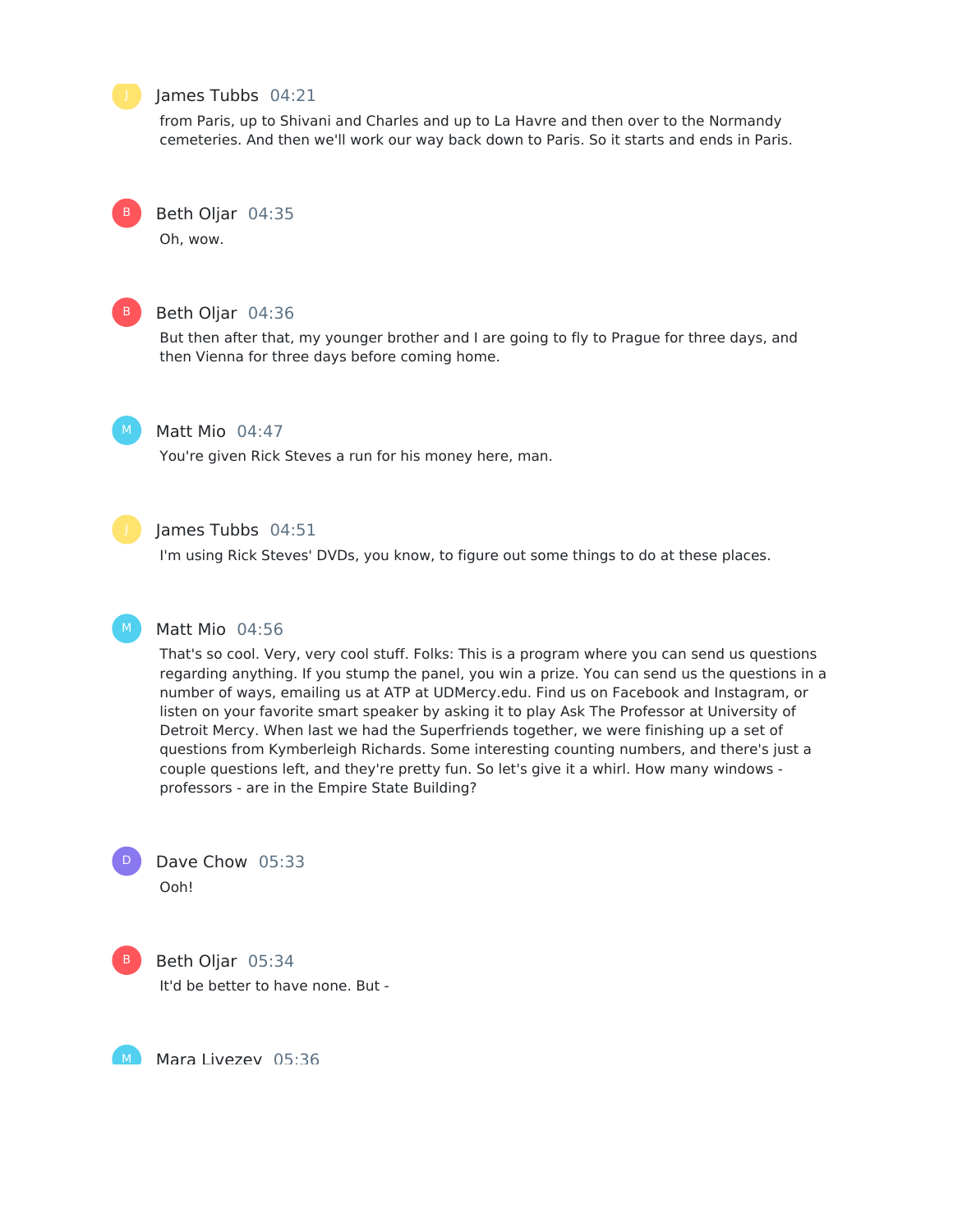James Tubbs 04:21

from Paris, up to Shivani and Charles and up to La Havre and then over to the Normandy cemeteries. And then we'll work our way back down to Paris. So it starts and ends in Paris.

Beth Oljar 04:35

Oh, wow.

Beth Oljar 04:36

But then after that, my younger brother and I are going to fly to Prague for three days, and then Vienna for three days before coming home.

Matt Mio 04:47

You're given Rick Steves a run for his money here, man.

James Tubbs 04:51

I'm using Rick Steves' DVDs, you know, to figure out some things to do at these places.

Matt Mio 04:56

That's so cool. Very, very cool stuff. Folks: This is a program where you can send us questions regarding anything. If you stump the panel, you win a prize. You can send us the questions in a number of ways, emailing us at ATP at UDMercy.edu. Find us on Facebook and Instagram, or listen on your favorite smart speaker by asking it to play Ask The Professor at University of Detroit Mercy. When last we had the Superfriends together, we were finishing up a set of questions from Kymberleigh Richards. Some interesting counting numbers, and there's just a couple questions left, and they're pretty fun. So let's give it a whirl. How many windows - professors - are in the Empire State Building?

Dave Chow 05:33

Ooh!

Beth Oljar 05:34

It'd be better to have none. But -

Mara Livezey 05:36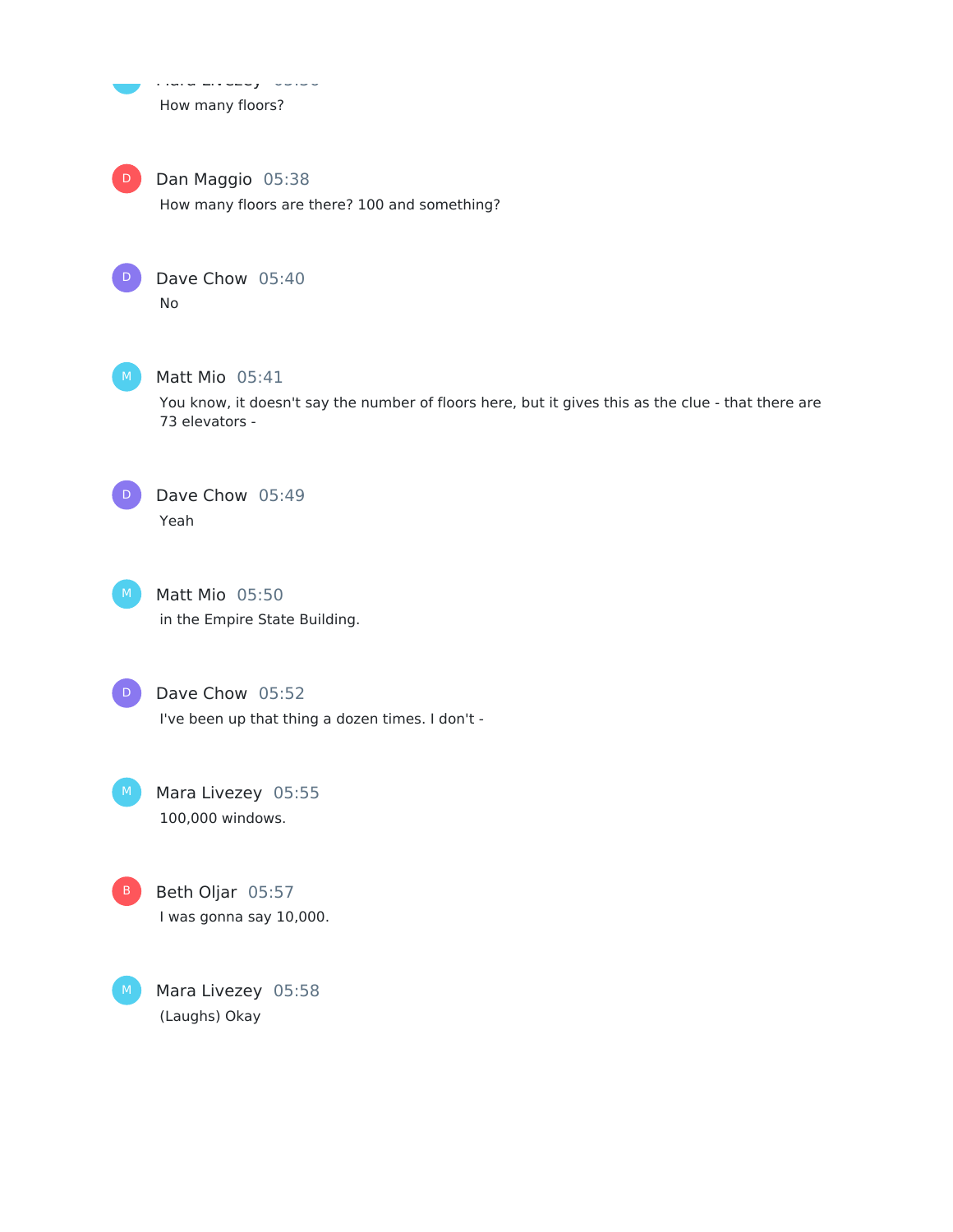Mara Livezey 05:36

How many floors?

Dan Maggio 05:38

How many floors are there? 100 and something?

Dave Chow 05:40

No

Matt Mio 05:41

You know, it doesn't say the number of floors here, but it gives this as the clue - that there are 73 elevators -

Dave Chow 05:49

Yeah

Matt Mio 05:50

in the Empire State Building.

Dave Chow 05:52

I've been up that thing a dozen times. I don't -

Mara Livezey 05:55

100,000 windows.

Beth Oljar 05:57

I was gonna say 10,000.

Mara Livezey 05:58

(Laughs) Okay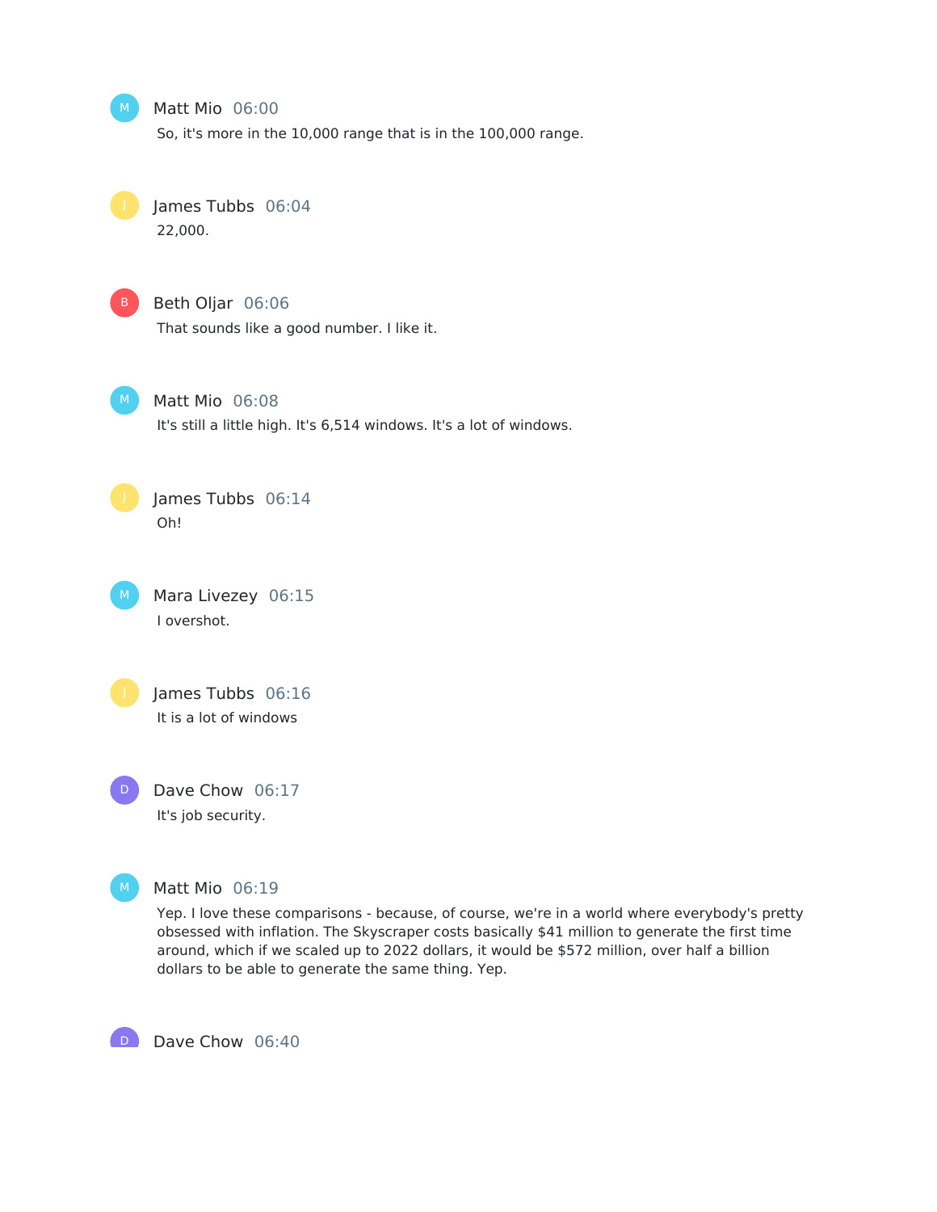Matt Mio 06:00
So, it's more in the 10,000 range that is in the 100,000 range.

James Tubbs 06:04
22,000.

Beth Oljar 06:06
That sounds like a good number. I like it.

Matt Mio 06:08
It's still a little high. It's 6,514 windows. It's a lot of windows.

James Tubbs 06:14
Oh!

Mara Livezey 06:15
I overshot.

James Tubbs 06:16
It is a lot of windows

Dave Chow 06:17
It's job security.

Matt Mio 06:19
Yep. I love these comparisons - because, of course, we're in a world where everybody's pretty obsessed with inflation. The Skyscraper costs basically $41 million to generate the first time around, which if we scaled up to 2022 dollars, it would be $572 million, over half a billion dollars to be able to generate the same thing. Yep.

Dave Chow 06:40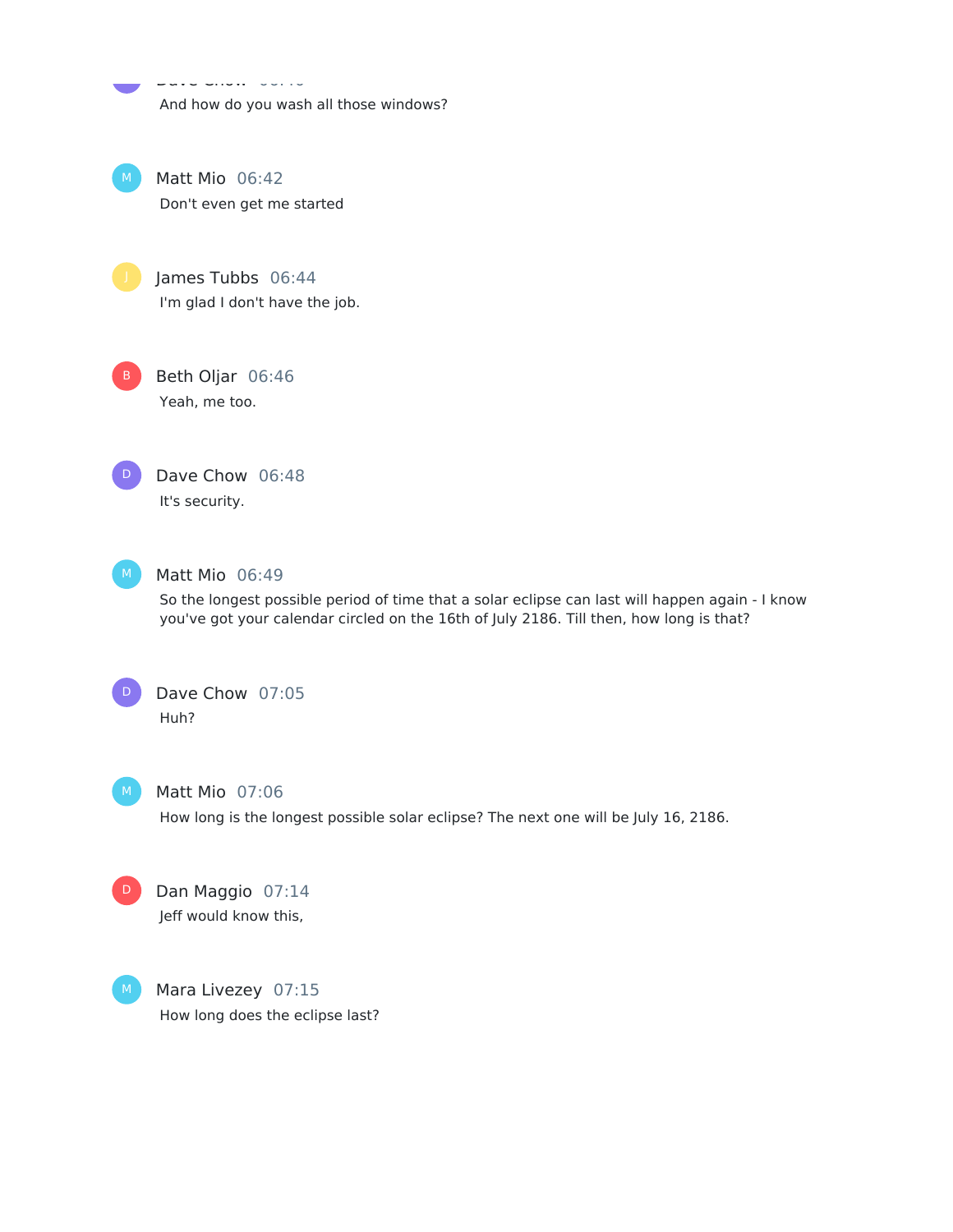And how do you wash all those windows?

**Matt Mio** 06:42
Don't even get me started

**James Tubbs** 06:44
I'm glad I don't have the job.

**Beth Oljar** 06:46
Yeah, me too.

**Dave Chow** 06:48
It's security.

**Matt Mio** 06:49
So the longest possible period of time that a solar eclipse can last will happen again - I know you've got your calendar circled on the 16th of July 2186. Till then, how long is that?

**Dave Chow** 07:05
Huh?

**Matt Mio** 07:06
How long is the longest possible solar eclipse? The next one will be July 16, 2186.

**Dan Maggio** 07:14
Jeff would know this,

**Mara Livezey** 07:15
How long does the eclipse last?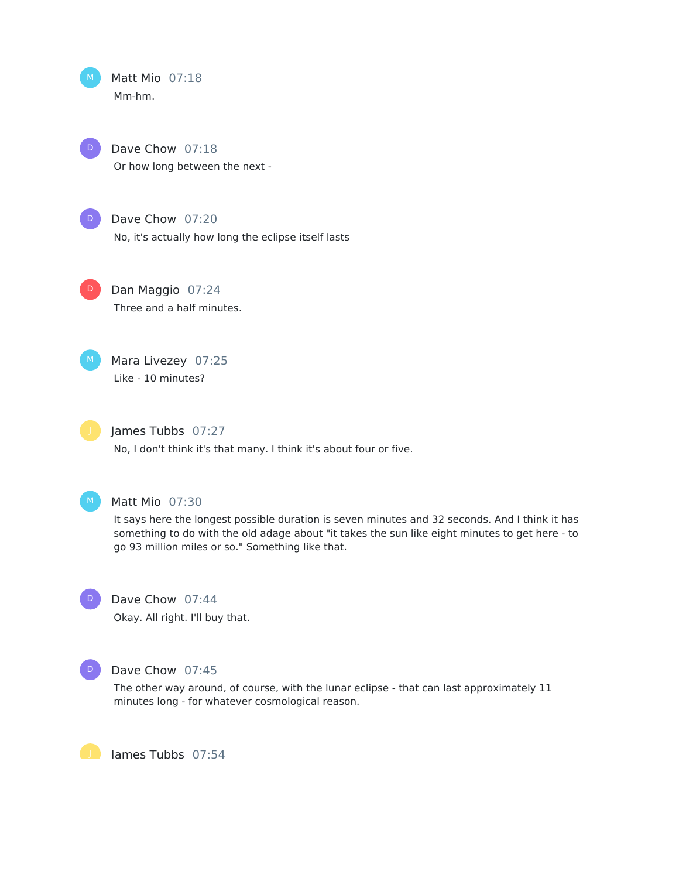Matt Mio 07:18

Mm-hm.

Dave Chow 07:18

Or how long between the next -

Dave Chow 07:20

No, it's actually how long the eclipse itself lasts

Dan Maggio 07:24

Three and a half minutes.

Mara Livezey 07:25

Like - 10 minutes?

James Tubbs 07:27

No, I don't think it's that many. I think it's about four or five.

Matt Mio 07:30

It says here the longest possible duration is seven minutes and 32 seconds. And I think it has something to do with the old adage about "it takes the sun like eight minutes to get here - to go 93 million miles or so." Something like that.

Dave Chow 07:44

Okay. All right. I'll buy that.

Dave Chow 07:45

The other way around, of course, with the lunar eclipse - that can last approximately 11 minutes long - for whatever cosmological reason.

James Tubbs 07:54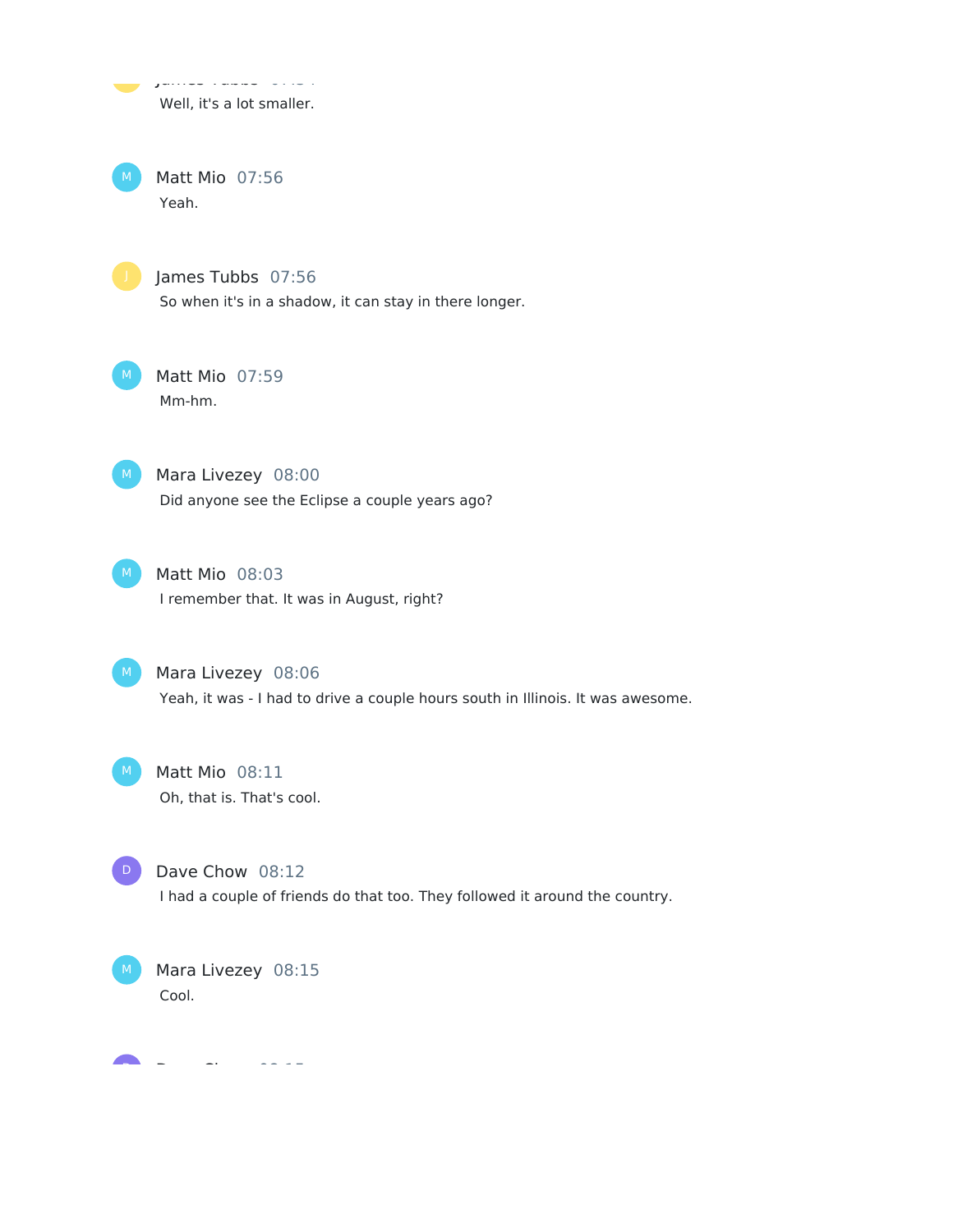Well, it's a lot smaller.

Matt Mio 07:56
Yeah.

James Tubbs 07:56
So when it's in a shadow, it can stay in there longer.

Matt Mio 07:59
Mm-hm.

Mara Livezey 08:00
Did anyone see the Eclipse a couple years ago?

Matt Mio 08:03
I remember that. It was in August, right?

Mara Livezey 08:06
Yeah, it was - I had to drive a couple hours south in Illinois. It was awesome.

Matt Mio 08:11
Oh, that is. That's cool.

Dave Chow 08:12
I had a couple of friends do that too. They followed it around the country.

Mara Livezey 08:15
Cool.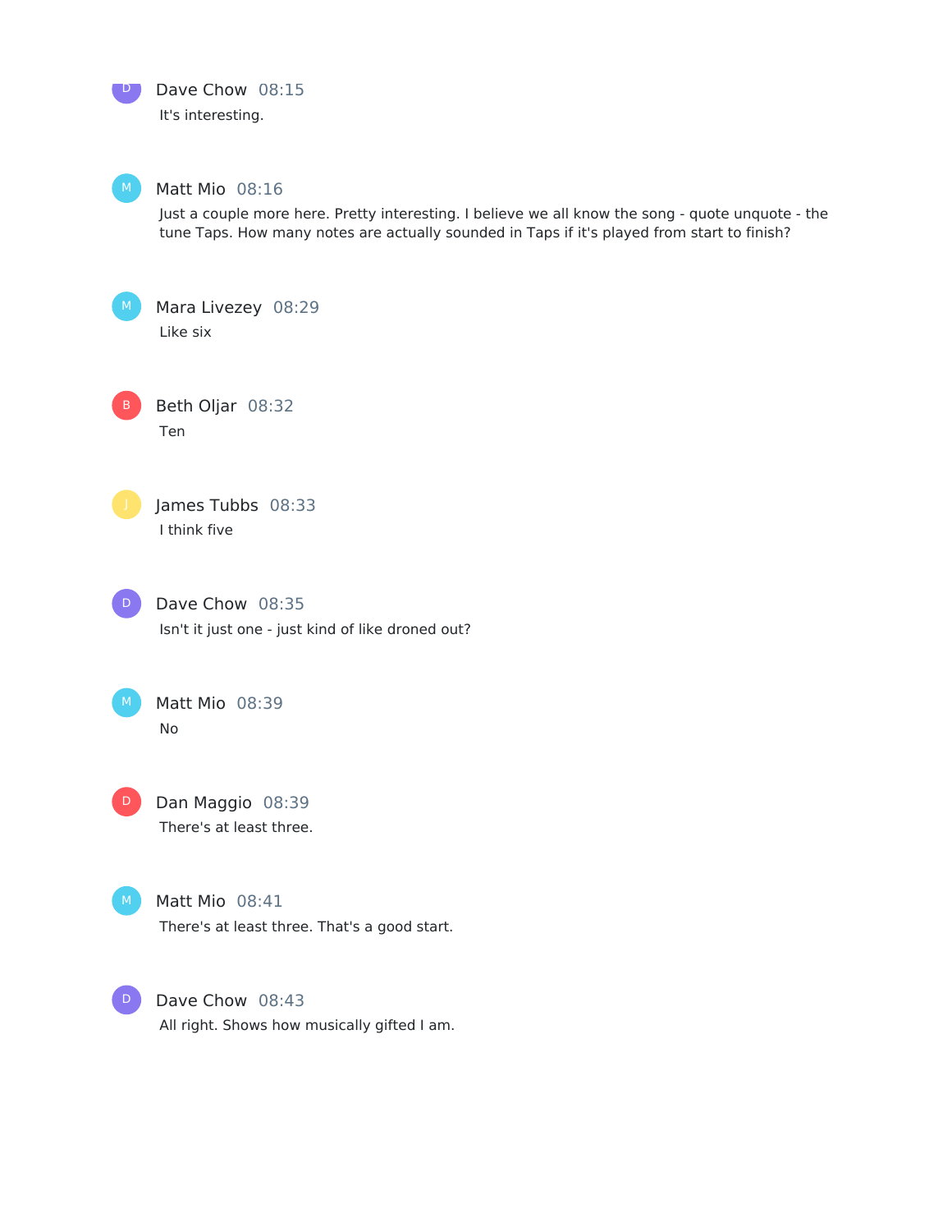Dave Chow 08:15

It's interesting.

Matt Mio 08:16

Just a couple more here. Pretty interesting. I believe we all know the song - quote unquote - the tune Taps. How many notes are actually sounded in Taps if it's played from start to finish?

Mara Livezey 08:29

Like six

Beth Oljar 08:32

Ten

James Tubbs 08:33

I think five

Dave Chow 08:35

Isn't it just one - just kind of like droned out?

Matt Mio 08:39

No

Dan Maggio 08:39

There's at least three.

Matt Mio 08:41

There's at least three. That's a good start.

Dave Chow 08:43

All right. Shows how musically gifted I am.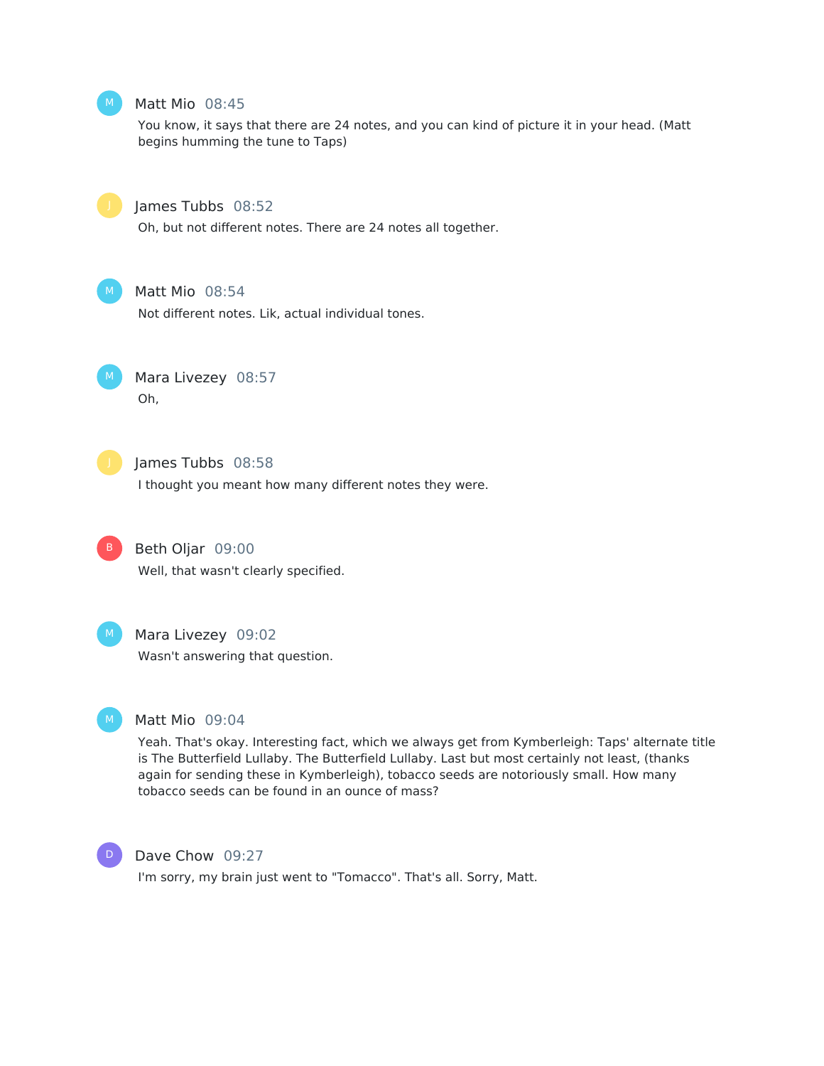Matt Mio 08:45

You know, it says that there are 24 notes, and you can kind of picture it in your head. (Matt begins humming the tune to Taps)

James Tubbs 08:52

Oh, but not different notes. There are 24 notes all together.

Matt Mio 08:54

Not different notes. Lik, actual individual tones.

Mara Livezey 08:57

Oh,

James Tubbs 08:58

I thought you meant how many different notes they were.

Beth Oljar 09:00

Well, that wasn't clearly specified.

Mara Livezey 09:02

Wasn't answering that question.

Matt Mio 09:04

Yeah. That's okay. Interesting fact, which we always get from Kymberleigh: Taps' alternate title is The Butterfield Lullaby. The Butterfield Lullaby. Last but most certainly not least, (thanks again for sending these in Kymberleigh), tobacco seeds are notoriously small. How many tobacco seeds can be found in an ounce of mass?

Dave Chow 09:27

I'm sorry, my brain just went to "Tomacco". That's all. Sorry, Matt.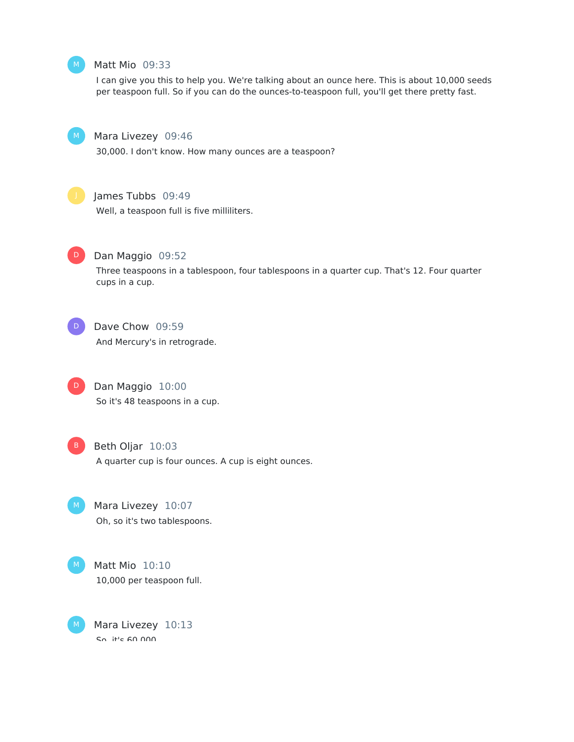**Matt Mio** 09:33

I can give you this to help you. We're talking about an ounce here. This is about 10,000 seeds per teaspoon full. So if you can do the ounces-to-teaspoon full, you'll get there pretty fast.

**Mara Livezey** 09:46

30,000. I don't know. How many ounces are a teaspoon?

**James Tubbs** 09:49

Well, a teaspoon full is five milliliters.

**Dan Maggio** 09:52

Three teaspoons in a tablespoon, four tablespoons in a quarter cup. That's 12. Four quarter cups in a cup.

**Dave Chow** 09:59

And Mercury's in retrograde.

**Dan Maggio** 10:00

So it's 48 teaspoons in a cup.

**Beth Oljar** 10:03

A quarter cup is four ounces. A cup is eight ounces.

**Mara Livezey** 10:07

Oh, so it's two tablespoons.

**Matt Mio** 10:10

10,000 per teaspoon full.

**Mara Livezey** 10:13

So, it's 60,000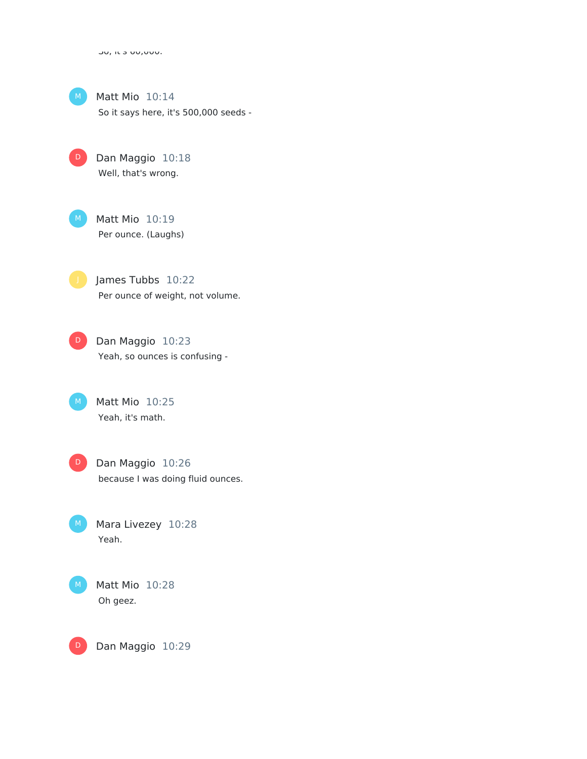So, it's 60,000.

Matt Mio 10:14
So it says here, it's 500,000 seeds -

Dan Maggio 10:18
Well, that's wrong.

Matt Mio 10:19
Per ounce. (Laughs)

James Tubbs 10:22
Per ounce of weight, not volume.

Dan Maggio 10:23
Yeah, so ounces is confusing -

Matt Mio 10:25
Yeah, it's math.

Dan Maggio 10:26
because I was doing fluid ounces.

Mara Livezey 10:28
Yeah.

Matt Mio 10:28
Oh geez.

Dan Maggio 10:29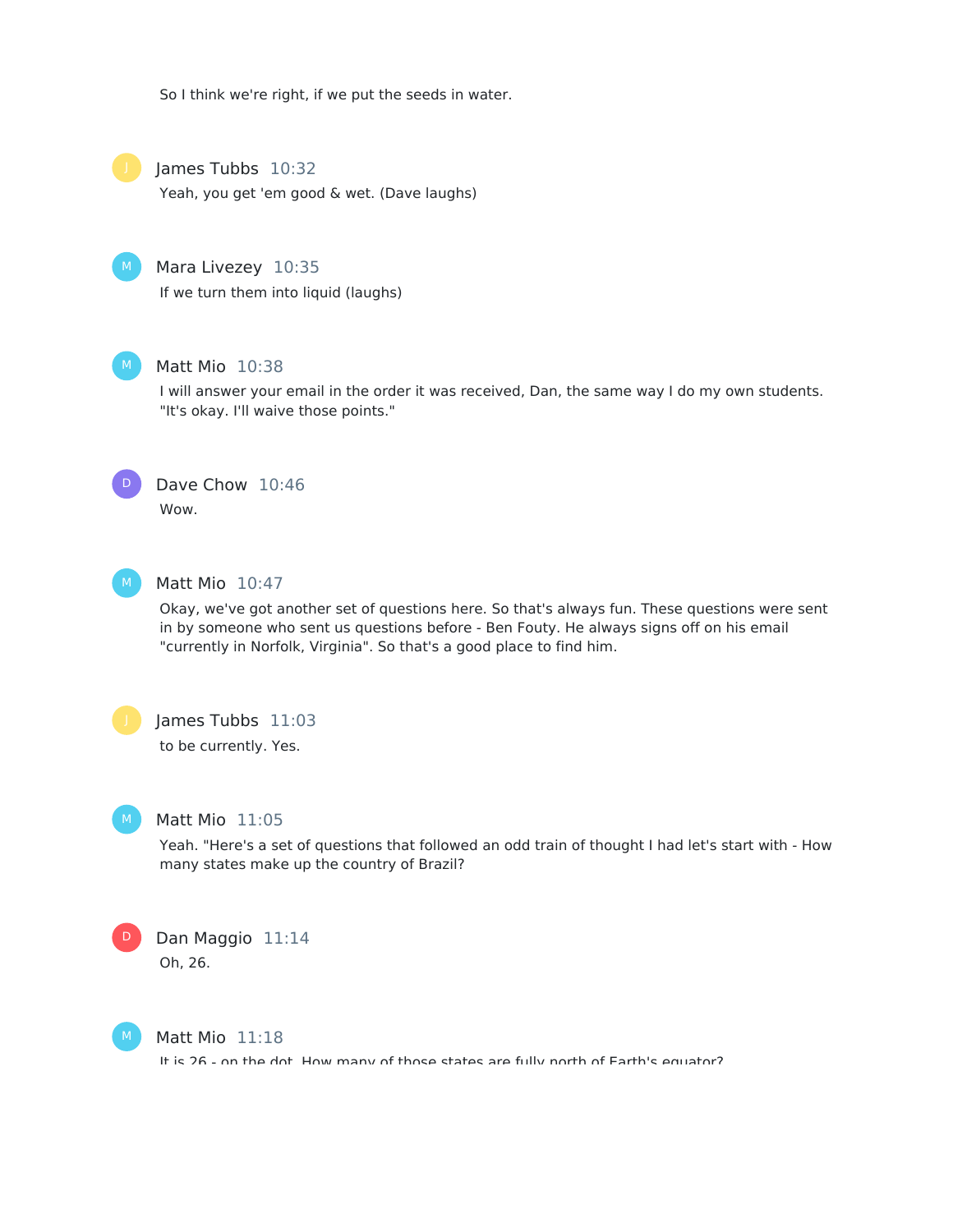So I think we're right, if we put the seeds in water.

**James Tubbs** 10:32

Yeah, you get 'em good & wet. (Dave laughs)

**Mara Livezey** 10:35

If we turn them into liquid (laughs)

**Matt Mio** 10:38

I will answer your email in the order it was received, Dan, the same way I do my own students. "It's okay. I'll waive those points."

**Dave Chow** 10:46

Wow.

**Matt Mio** 10:47

Okay, we've got another set of questions here. So that's always fun. These questions were sent in by someone who sent us questions before - Ben Fouty. He always signs off on his email "currently in Norfolk, Virginia". So that's a good place to find him.

**James Tubbs** 11:03

to be currently. Yes.

**Matt Mio** 11:05

Yeah. "Here's a set of questions that followed an odd train of thought I had let's start with - How many states make up the country of Brazil?

**Dan Maggio** 11:14

Oh, 26.

**Matt Mio** 11:18

It is 26 - on the dot. How many of those states are fully north of Earth's equator?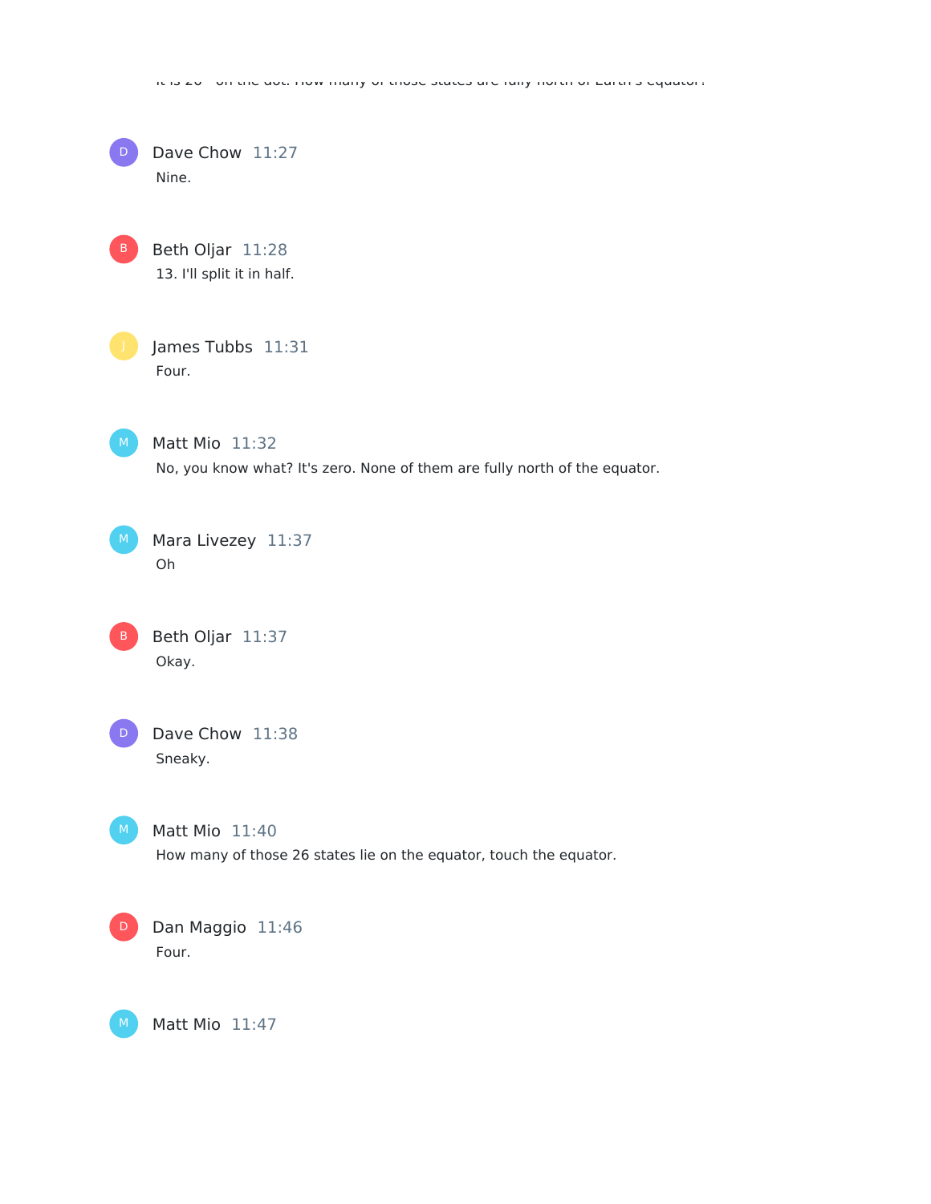It is 26 - on the dot. How many of those states are fully north of Earth's equator?

**Dave Chow** 11:27

Nine.

**Beth Oljar** 11:28

13. I'll split it in half.

**James Tubbs** 11:31

Four.

**Matt Mio** 11:32

No, you know what? It's zero. None of them are fully north of the equator.

**Mara Livezey** 11:37

Oh

**Beth Oljar** 11:37

Okay.

**Dave Chow** 11:38

Sneaky.

**Matt Mio** 11:40

How many of those 26 states lie on the equator, touch the equator.

**Dan Maggio** 11:46

Four.

**Matt Mio** 11:47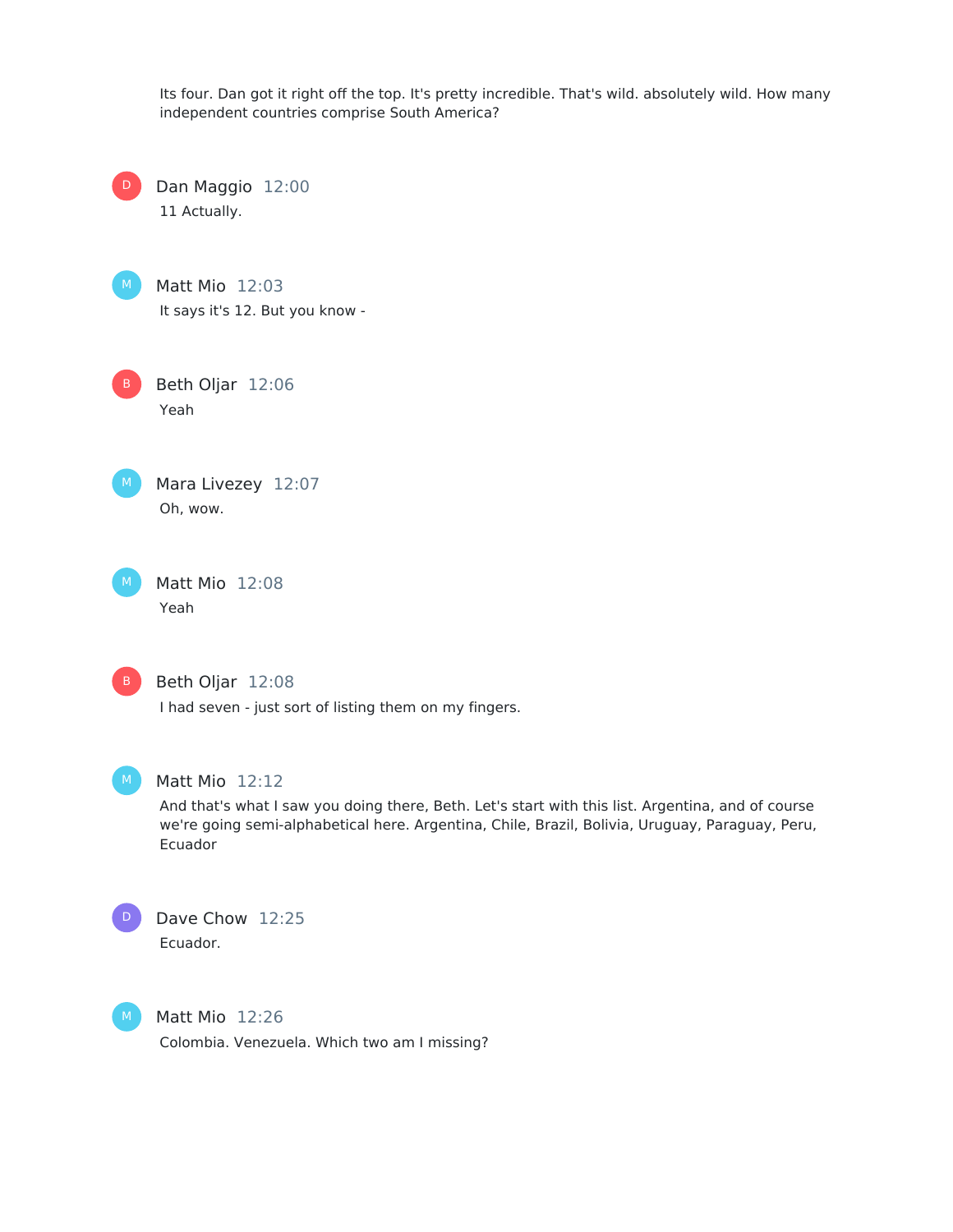Its four. Dan got it right off the top. It's pretty incredible. That's wild. absolutely wild. How many independent countries comprise South America?

D Dan Maggio 12:00

11 Actually.

M Matt Mio 12:03

It says it's 12. But you know -

B Beth Oljar 12:06

Yeah

M Mara Livezey 12:07

Oh, wow.

M Matt Mio 12:08

Yeah

B Beth Oljar 12:08

I had seven - just sort of listing them on my fingers.

M Matt Mio 12:12

And that's what I saw you doing there, Beth. Let's start with this list. Argentina, and of course we're going semi-alphabetical here. Argentina, Chile, Brazil, Bolivia, Uruguay, Paraguay, Peru, Ecuador

D Dave Chow 12:25

Ecuador.

M Matt Mio 12:26

Colombia. Venezuela. Which two am I missing?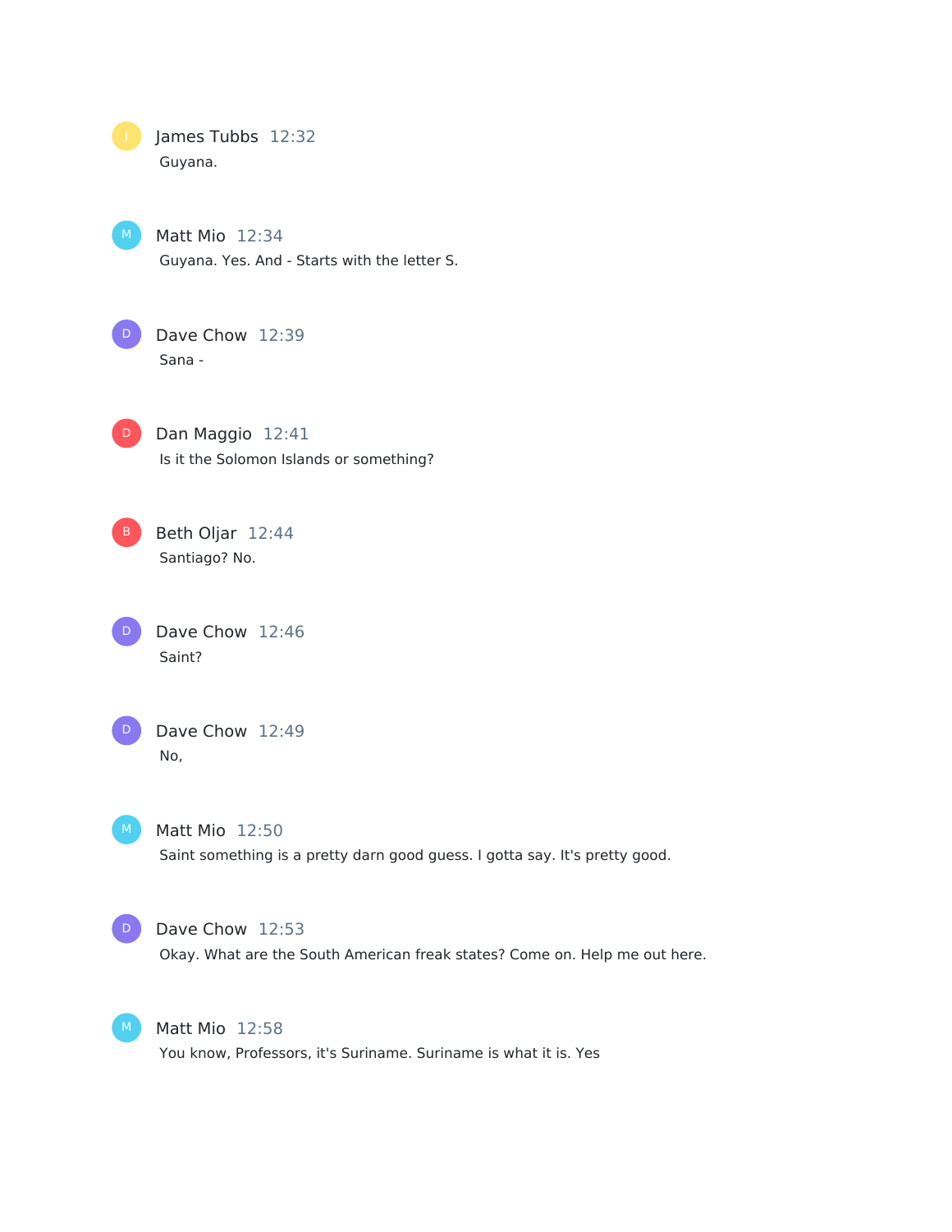James Tubbs 12:32
Guyana.

Matt Mio 12:34
Guyana. Yes. And - Starts with the letter S.

Dave Chow 12:39
Sana -

Dan Maggio 12:41
Is it the Solomon Islands or something?

Beth Oljar 12:44
Santiago? No.

Dave Chow 12:46
Saint?

Dave Chow 12:49
No,

Matt Mio 12:50
Saint something is a pretty darn good guess. I gotta say. It's pretty good.

Dave Chow 12:53
Okay. What are the South American freak states? Come on. Help me out here.

Matt Mio 12:58
You know, Professors, it's Suriname. Suriname is what it is. Yes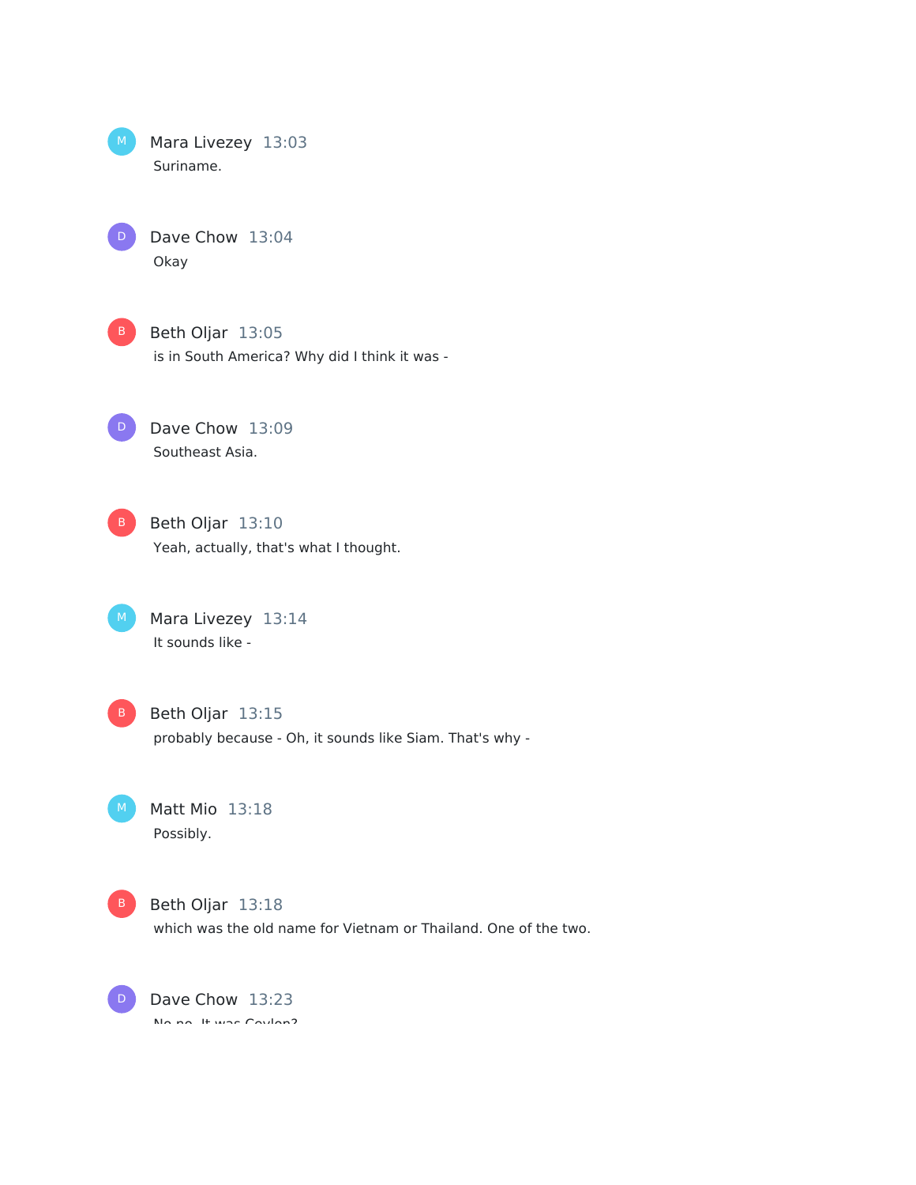Mara Livezey 13:03

Suriname.

Dave Chow 13:04

Okay

Beth Oljar 13:05

is in South America? Why did I think it was -

Dave Chow 13:09

Southeast Asia.

Beth Oljar 13:10

Yeah, actually, that's what I thought.

Mara Livezey 13:14

It sounds like -

Beth Oljar 13:15

probably because - Oh, it sounds like Siam. That's why -

Matt Mio 13:18

Possibly.

Beth Oljar 13:18

which was the old name for Vietnam or Thailand. One of the two.

Dave Chow 13:23

No no. It was Ceylon?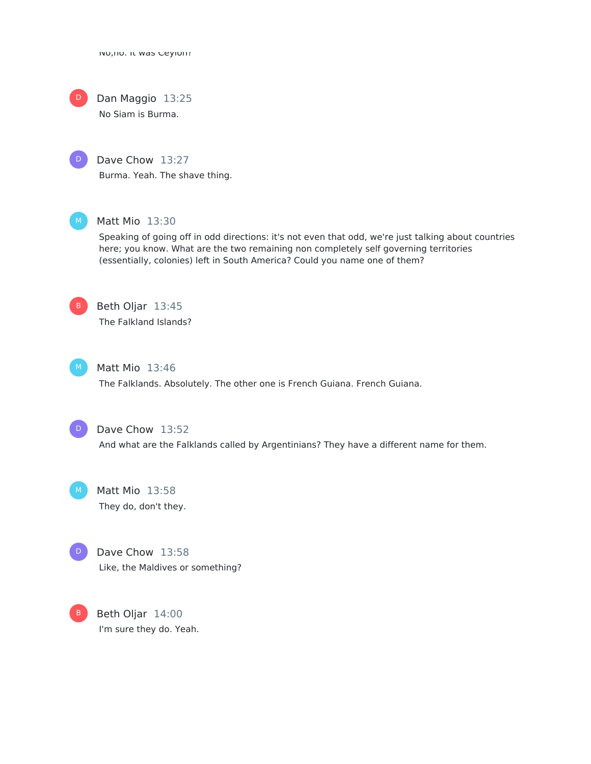No,no. It was Ceylon?

**Dan Maggio** 13:25

No Siam is Burma.

**Dave Chow** 13:27

Burma. Yeah. The shave thing.

**Matt Mio** 13:30

Speaking of going off in odd directions: it's not even that odd, we're just talking about countries here; you know. What are the two remaining non completely self governing territories (essentially, colonies) left in South America? Could you name one of them?

**Beth Oljar** 13:45

The Falkland Islands?

**Matt Mio** 13:46

The Falklands. Absolutely. The other one is French Guiana. French Guiana.

**Dave Chow** 13:52

And what are the Falklands called by Argentinians? They have a different name for them.

**Matt Mio** 13:58

They do, don't they.

**Dave Chow** 13:58

Like, the Maldives or something?

**Beth Oljar** 14:00

I'm sure they do. Yeah.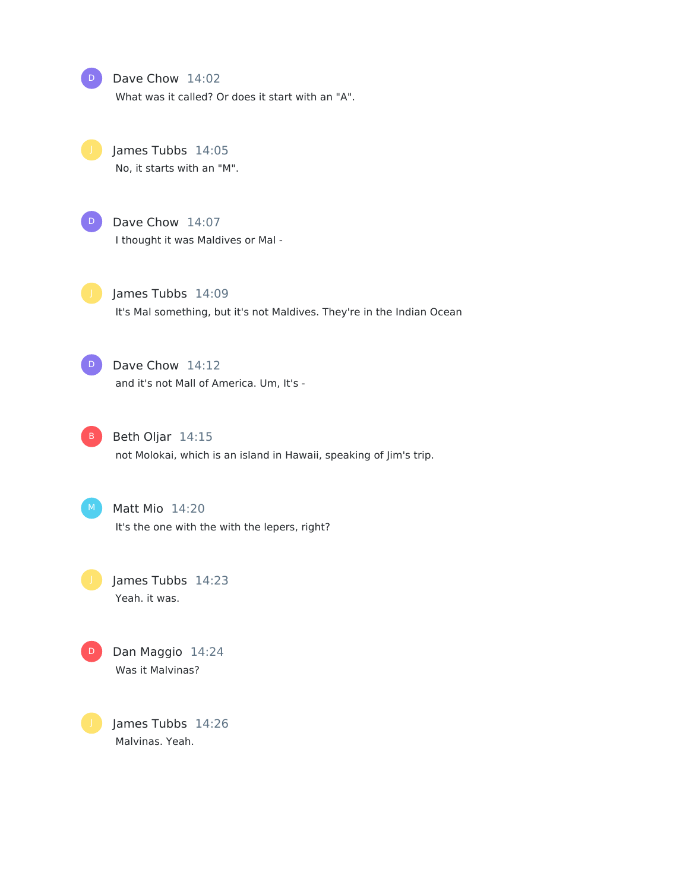Dave Chow 14:02
What was it called? Or does it start with an "A".

James Tubbs 14:05
No, it starts with an "M".

Dave Chow 14:07
I thought it was Maldives or Mal -

James Tubbs 14:09
It's Mal something, but it's not Maldives. They're in the Indian Ocean

Dave Chow 14:12
and it's not Mall of America. Um, It's -

Beth Oljar 14:15
not Molokai, which is an island in Hawaii, speaking of Jim's trip.

Matt Mio 14:20
It's the one with the with the lepers, right?

James Tubbs 14:23
Yeah. it was.

Dan Maggio 14:24
Was it Malvinas?

James Tubbs 14:26
Malvinas. Yeah.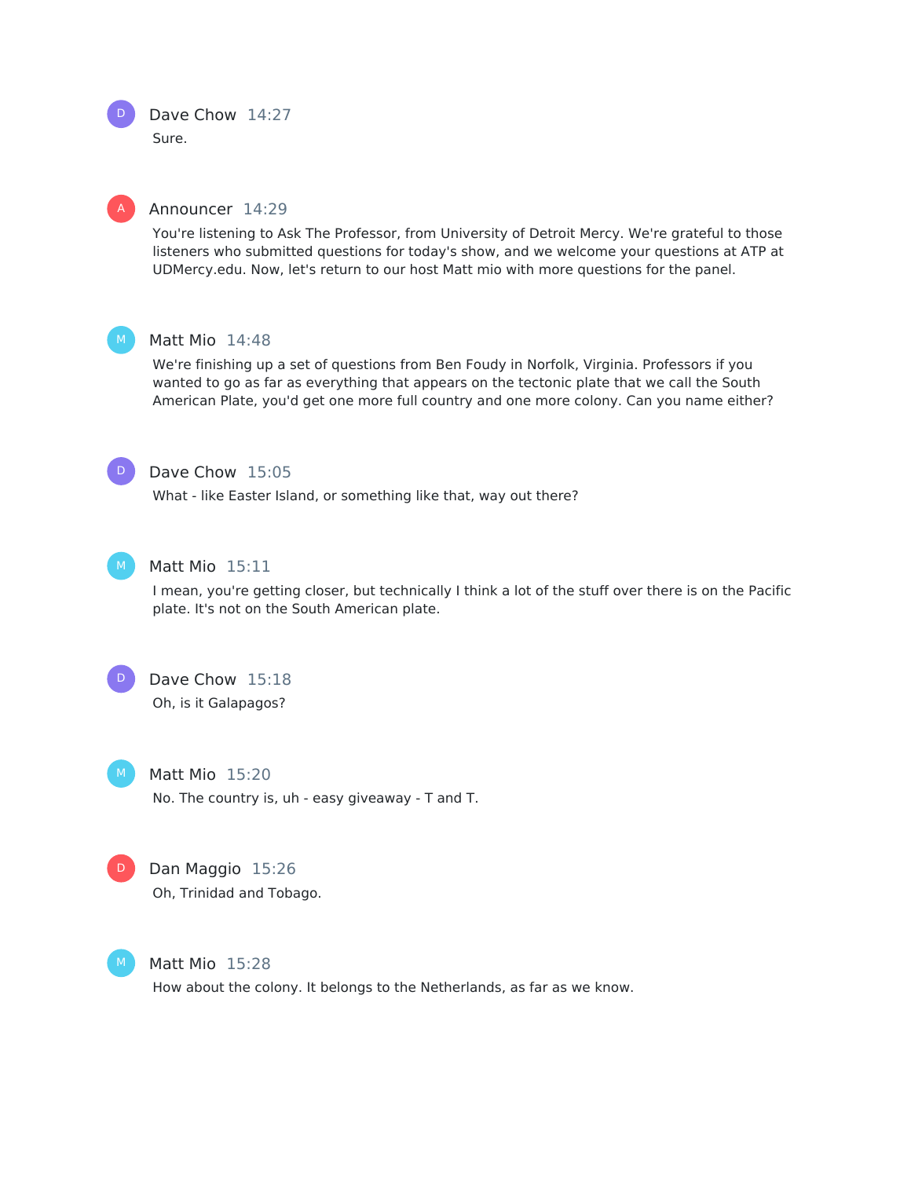Dave Chow 14:27

Sure.

Announcer 14:29

You're listening to Ask The Professor, from University of Detroit Mercy. We're grateful to those listeners who submitted questions for today's show, and we welcome your questions at ATP at UDMercy.edu. Now, let's return to our host Matt mio with more questions for the panel.

Matt Mio 14:48

We're finishing up a set of questions from Ben Foudy in Norfolk, Virginia. Professors if you wanted to go as far as everything that appears on the tectonic plate that we call the South American Plate, you'd get one more full country and one more colony. Can you name either?

Dave Chow 15:05

What - like Easter Island, or something like that, way out there?

Matt Mio 15:11

I mean, you're getting closer, but technically I think a lot of the stuff over there is on the Pacific plate. It's not on the South American plate.

Dave Chow 15:18

Oh, is it Galapagos?

Matt Mio 15:20

No. The country is, uh - easy giveaway - T and T.

Dan Maggio 15:26

Oh, Trinidad and Tobago.

Matt Mio 15:28

How about the colony. It belongs to the Netherlands, as far as we know.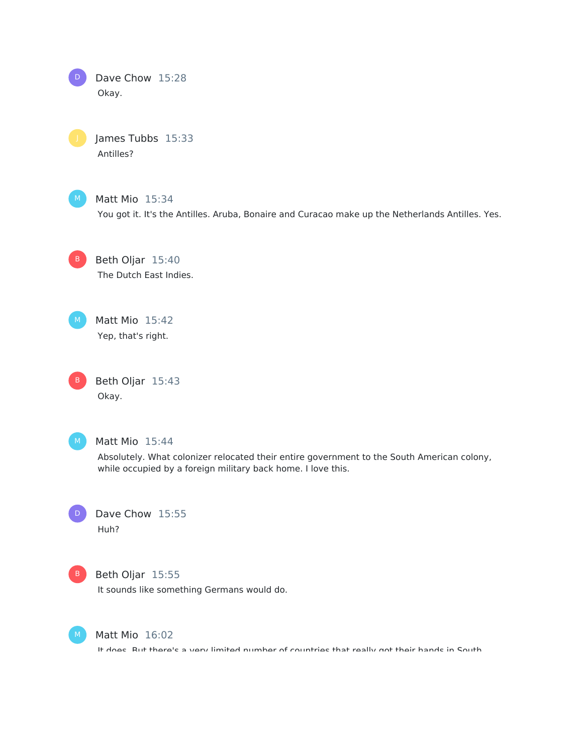Dave Chow 15:28
Okay.

James Tubbs 15:33
Antilles?

Matt Mio 15:34
You got it. It's the Antilles. Aruba, Bonaire and Curacao make up the Netherlands Antilles. Yes.

Beth Oljar 15:40
The Dutch East Indies.

Matt Mio 15:42
Yep, that's right.

Beth Oljar 15:43
Okay.

Matt Mio 15:44
Absolutely. What colonizer relocated their entire government to the South American colony, while occupied by a foreign military back home. I love this.

Dave Chow 15:55
Huh?

Beth Oljar 15:55
It sounds like something Germans would do.

Matt Mio 16:02
It does. But there's a very limited number of countries that really got their hands in South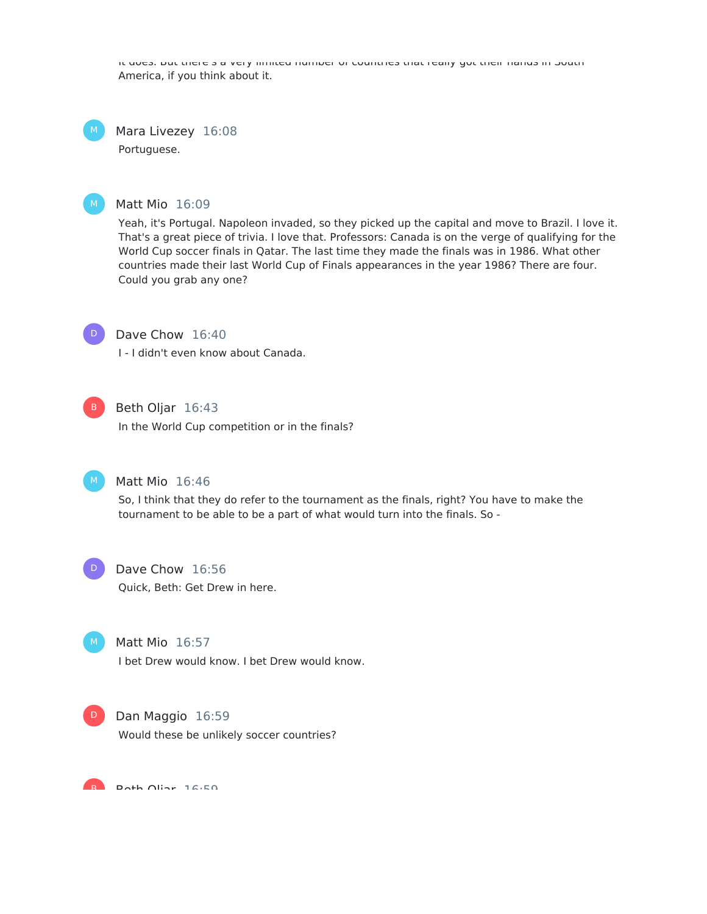It does. But there's a very limited number of countries that really got their hands in South America, if you think about it.

**Mara Livezey** 16:08

Portuguese.

**Matt Mio** 16:09

Yeah, it's Portugal. Napoleon invaded, so they picked up the capital and move to Brazil. I love it. That's a great piece of trivia. I love that. Professors: Canada is on the verge of qualifying for the World Cup soccer finals in Qatar. The last time they made the finals was in 1986. What other countries made their last World Cup of Finals appearances in the year 1986? There are four. Could you grab any one?

**Dave Chow** 16:40

I - I didn't even know about Canada.

**Beth Oljar** 16:43

In the World Cup competition or in the finals?

**Matt Mio** 16:46

So, I think that they do refer to the tournament as the finals, right? You have to make the tournament to be able to be a part of what would turn into the finals. So -

**Dave Chow** 16:56

Quick, Beth: Get Drew in here.

**Matt Mio** 16:57

I bet Drew would know. I bet Drew would know.

**Dan Maggio** 16:59

Would these be unlikely soccer countries?

**Beth Oljar** 16:59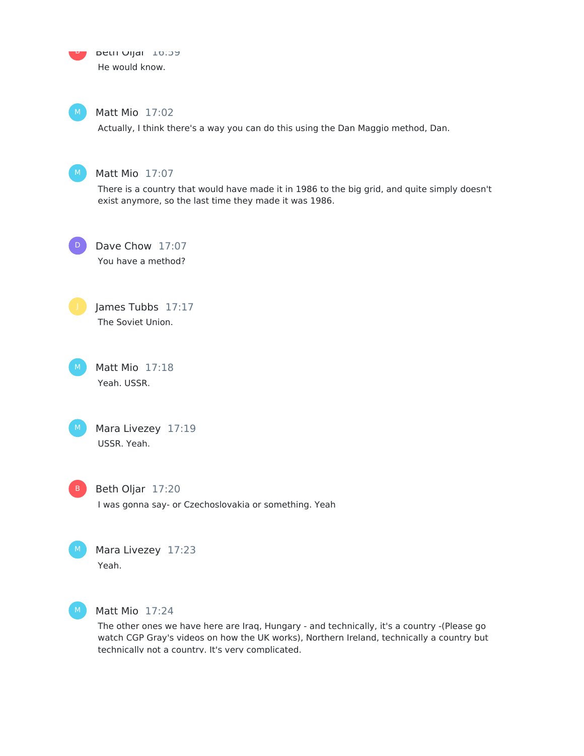Beth Oljar 16:59

He would know.

Matt Mio 17:02

Actually, I think there's a way you can do this using the Dan Maggio method, Dan.

Matt Mio 17:07

There is a country that would have made it in 1986 to the big grid, and quite simply doesn't exist anymore, so the last time they made it was 1986.

Dave Chow 17:07

You have a method?

James Tubbs 17:17

The Soviet Union.

Matt Mio 17:18

Yeah. USSR.

Mara Livezey 17:19

USSR. Yeah.

Beth Oljar 17:20

I was gonna say- or Czechoslovakia or something. Yeah

Mara Livezey 17:23

Yeah.

Matt Mio 17:24

The other ones we have here are Iraq, Hungary - and technically, it's a country -(Please go watch CGP Gray's videos on how the UK works), Northern Ireland, technically a country but technically not a country. It's very complicated.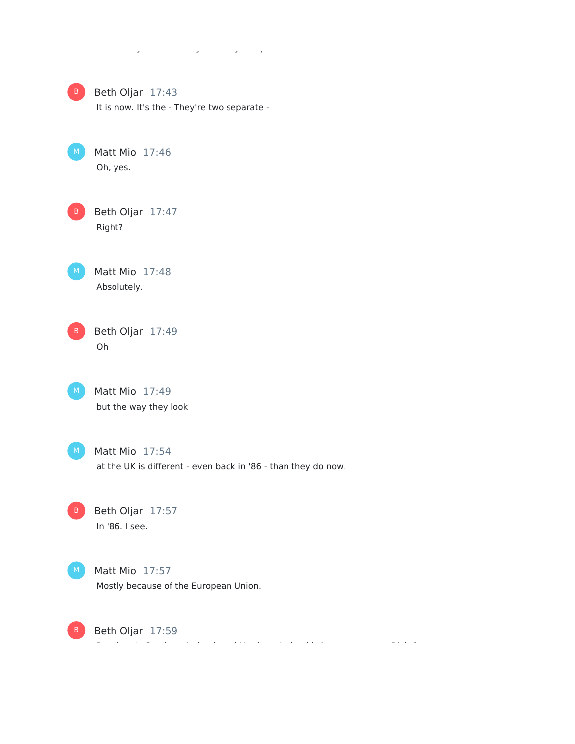**Beth Oljar** 17:43

It is now. It's the - They're two separate -

**Matt Mio** 17:46

Oh, yes.

**Beth Oljar** 17:47

Right?

**Matt Mio** 17:48

Absolutely.

**Beth Oljar** 17:49

Oh

**Matt Mio** 17:49

but the way they look

**Matt Mio** 17:54

at the UK is different - even back in '86 - than they do now.

**Beth Oljar** 17:57

In '86. I see.

**Matt Mio** 17:57

Mostly because of the European Union.

**Beth Oljar** 17:59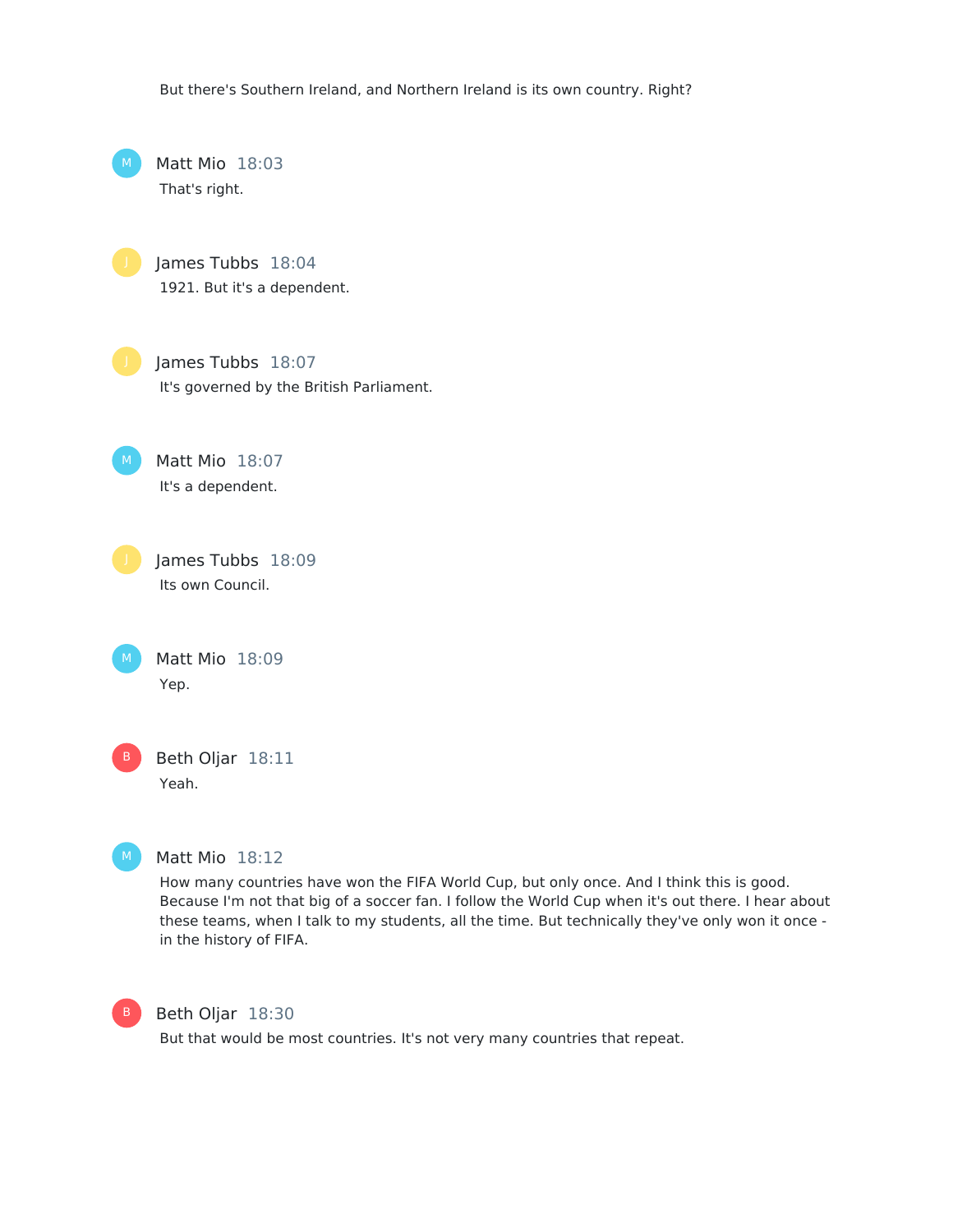But there's Southern Ireland, and Northern Ireland is its own country. Right?

**Matt Mio** 18:03

That's right.

**James Tubbs** 18:04

1921. But it's a dependent.

**James Tubbs** 18:07

It's governed by the British Parliament.

**Matt Mio** 18:07

It's a dependent.

**James Tubbs** 18:09

Its own Council.

**Matt Mio** 18:09

Yep.

**Beth Oljar** 18:11

Yeah.

**Matt Mio** 18:12

How many countries have won the FIFA World Cup, but only once. And I think this is good. Because I'm not that big of a soccer fan. I follow the World Cup when it's out there. I hear about these teams, when I talk to my students, all the time. But technically they've only won it once - in the history of FIFA.

**Beth Oljar** 18:30

But that would be most countries. It's not very many countries that repeat.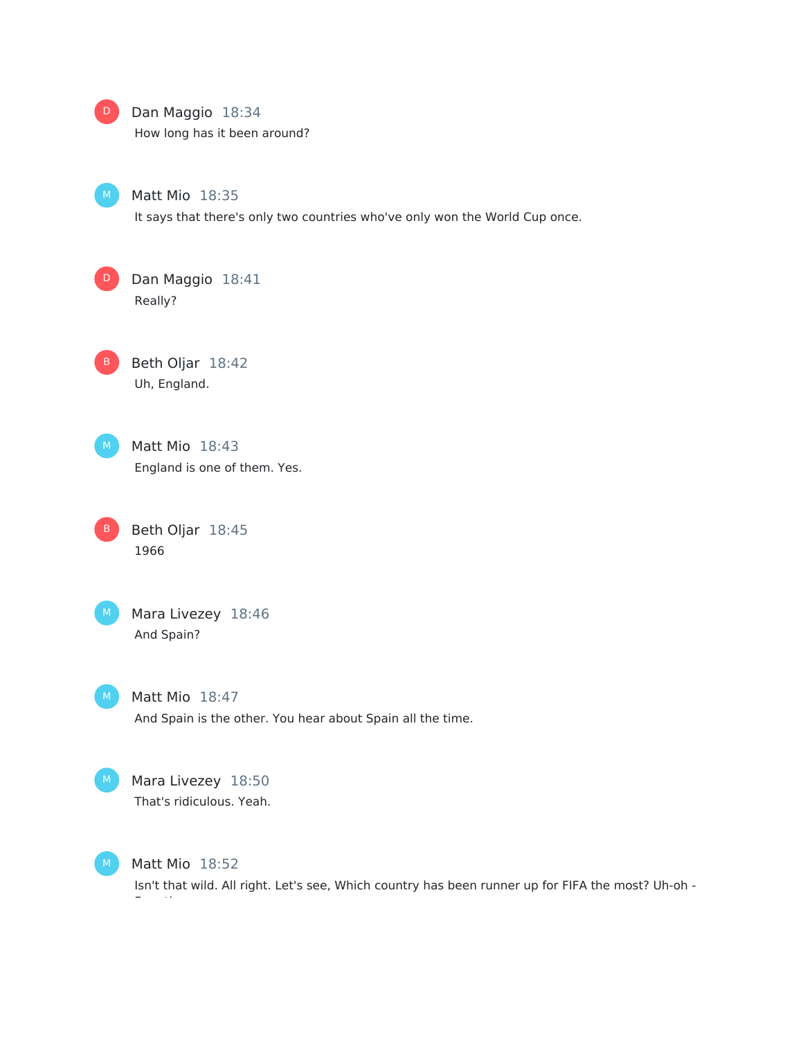Dan Maggio 18:34

How long has it been around?

Matt Mio 18:35

It says that there's only two countries who've only won the World Cup once.

Dan Maggio 18:41

Really?

Beth Oljar 18:42

Uh, England.

Matt Mio 18:43

England is one of them. Yes.

Beth Oljar 18:45

1966

Mara Livezey 18:46

And Spain?

Matt Mio 18:47

And Spain is the other. You hear about Spain all the time.

Mara Livezey 18:50

That's ridiculous. Yeah.

Matt Mio 18:52

Isn't that wild. All right. Let's see, Which country has been runner up for FIFA the most? Uh-oh -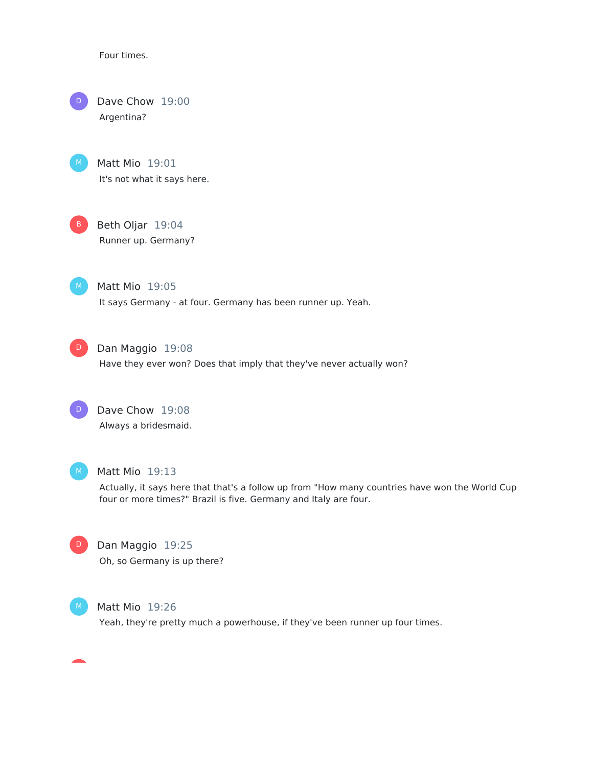Four times.

**Dave Chow** 19:00

Argentina?

**Matt Mio** 19:01

It's not what it says here.

**Beth Oljar** 19:04

Runner up. Germany?

**Matt Mio** 19:05

It says Germany - at four. Germany has been runner up. Yeah.

**Dan Maggio** 19:08

Have they ever won? Does that imply that they've never actually won?

**Dave Chow** 19:08

Always a bridesmaid.

**Matt Mio** 19:13

Actually, it says here that that's a follow up from "How many countries have won the World Cup four or more times?" Brazil is five. Germany and Italy are four.

**Dan Maggio** 19:25

Oh, so Germany is up there?

**Matt Mio** 19:26

Yeah, they're pretty much a powerhouse, if they've been runner up four times.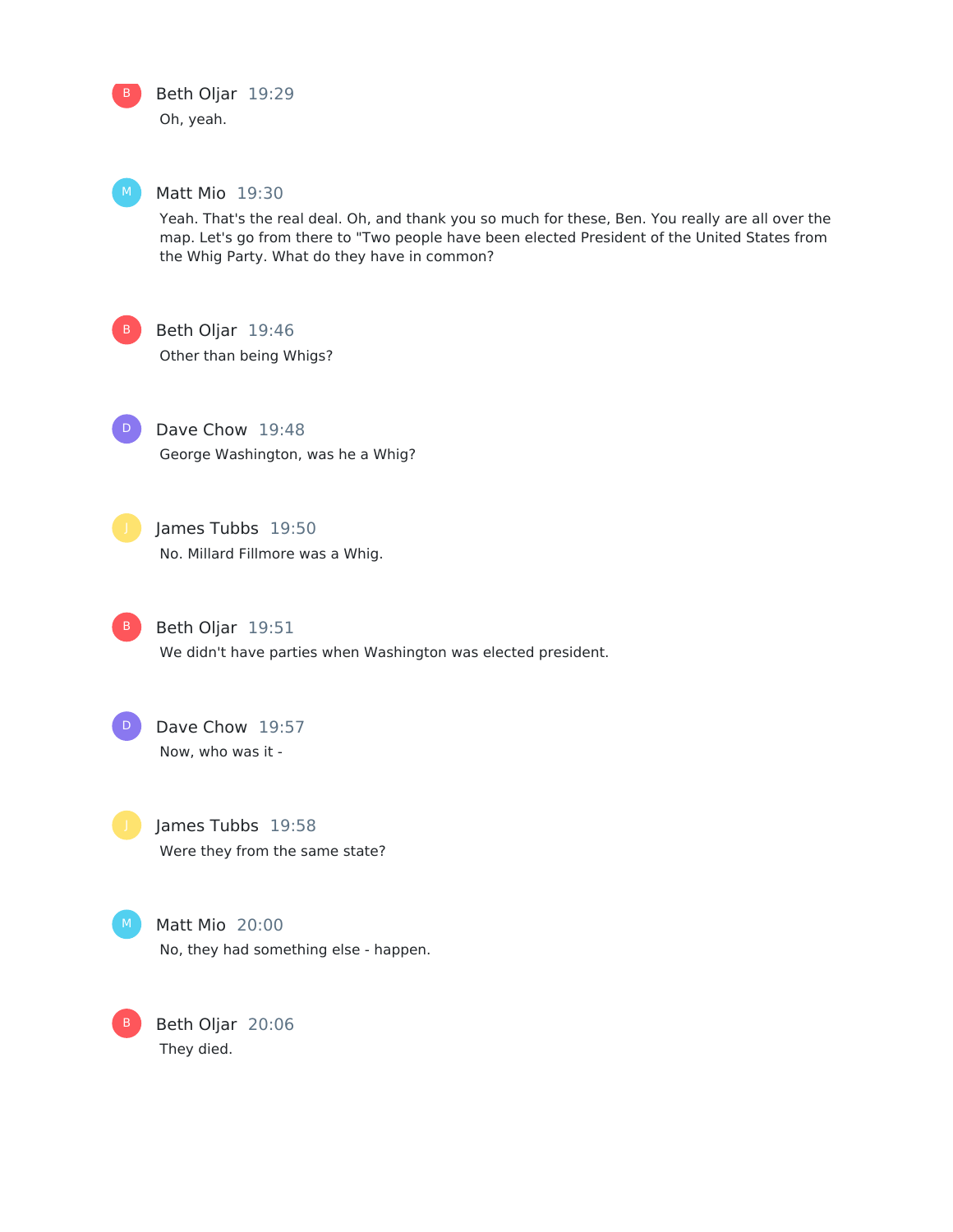**Beth Oljar** 19:29

Oh, yeah.

**Matt Mio** 19:30

Yeah. That's the real deal. Oh, and thank you so much for these, Ben. You really are all over the map. Let's go from there to "Two people have been elected President of the United States from the Whig Party. What do they have in common?

**Beth Oljar** 19:46

Other than being Whigs?

**Dave Chow** 19:48

George Washington, was he a Whig?

**James Tubbs** 19:50

No. Millard Fillmore was a Whig.

**Beth Oljar** 19:51

We didn't have parties when Washington was elected president.

**Dave Chow** 19:57

Now, who was it -

**James Tubbs** 19:58

Were they from the same state?

**Matt Mio** 20:00

No, they had something else - happen.

**Beth Oljar** 20:06

They died.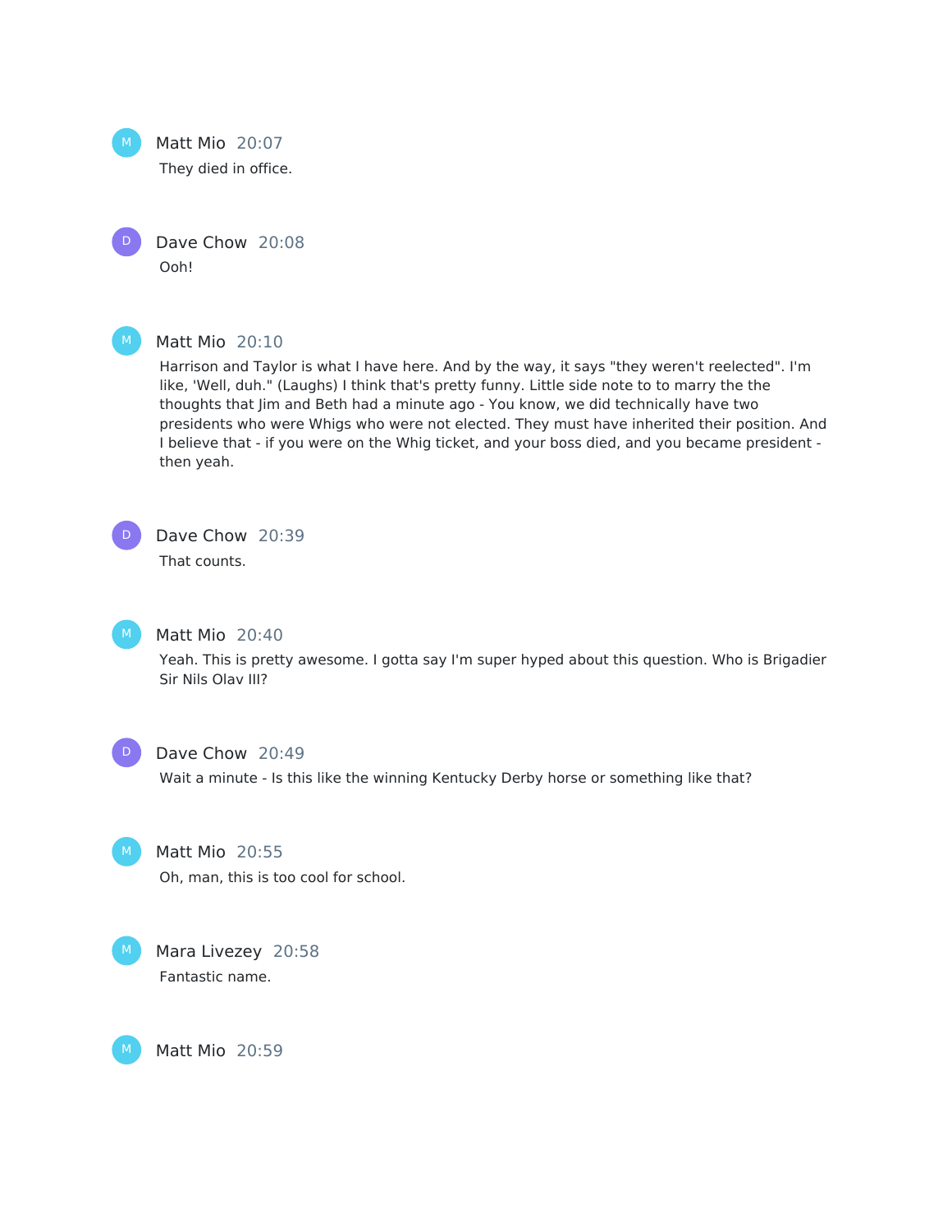M Matt Mio 20:07

They died in office.

D Dave Chow 20:08

Ooh!

M Matt Mio 20:10

Harrison and Taylor is what I have here. And by the way, it says "they weren't reelected". I'm like, 'Well, duh." (Laughs) I think that's pretty funny. Little side note to to marry the the thoughts that Jim and Beth had a minute ago - You know, we did technically have two presidents who were Whigs who were not elected. They must have inherited their position. And I believe that - if you were on the Whig ticket, and your boss died, and you became president - then yeah.

D Dave Chow 20:39

That counts.

M Matt Mio 20:40

Yeah. This is pretty awesome. I gotta say I'm super hyped about this question. Who is Brigadier Sir Nils Olav III?

D Dave Chow 20:49

Wait a minute - Is this like the winning Kentucky Derby horse or something like that?

M Matt Mio 20:55

Oh, man, this is too cool for school.

M Mara Livezey 20:58

Fantastic name.

M Matt Mio 20:59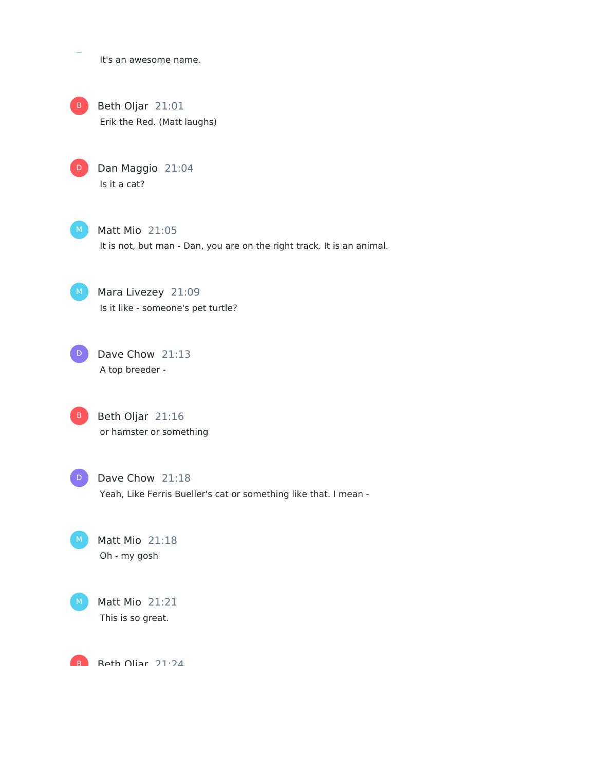It's an awesome name.

**Beth Oljar** 21:01
Erik the Red. (Matt laughs)

**Dan Maggio** 21:04
Is it a cat?

**Matt Mio** 21:05
It is not, but man - Dan, you are on the right track. It is an animal.

**Mara Livezey** 21:09
Is it like - someone's pet turtle?

**Dave Chow** 21:13
A top breeder -

**Beth Oljar** 21:16
or hamster or something

**Dave Chow** 21:18
Yeah, Like Ferris Bueller's cat or something like that. I mean -

**Matt Mio** 21:18
Oh - my gosh

**Matt Mio** 21:21
This is so great.

**Beth Oljar** 21:24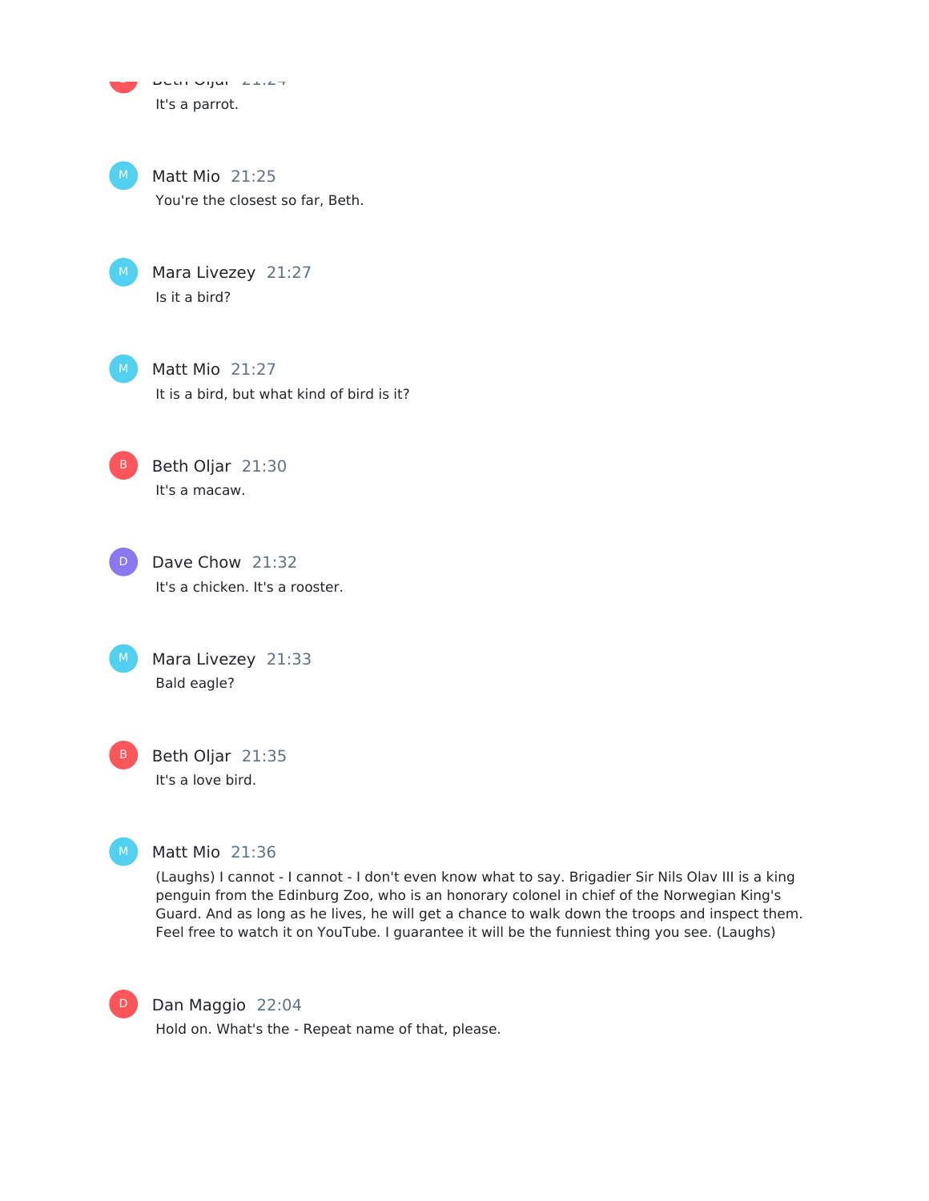Beth Oljar 21:24

It's a parrot.

Matt Mio 21:25

You're the closest so far, Beth.

Mara Livezey 21:27

Is it a bird?

Matt Mio 21:27

It is a bird, but what kind of bird is it?

Beth Oljar 21:30

It's a macaw.

Dave Chow 21:32

It's a chicken. It's a rooster.

Mara Livezey 21:33

Bald eagle?

Beth Oljar 21:35

It's a love bird.

Matt Mio 21:36

(Laughs) I cannot - I cannot - I don't even know what to say. Brigadier Sir Nils Olav III is a king penguin from the Edinburg Zoo, who is an honorary colonel in chief of the Norwegian King's Guard. And as long as he lives, he will get a chance to walk down the troops and inspect them. Feel free to watch it on YouTube. I guarantee it will be the funniest thing you see. (Laughs)

Dan Maggio 22:04

Hold on. What's the - Repeat name of that, please.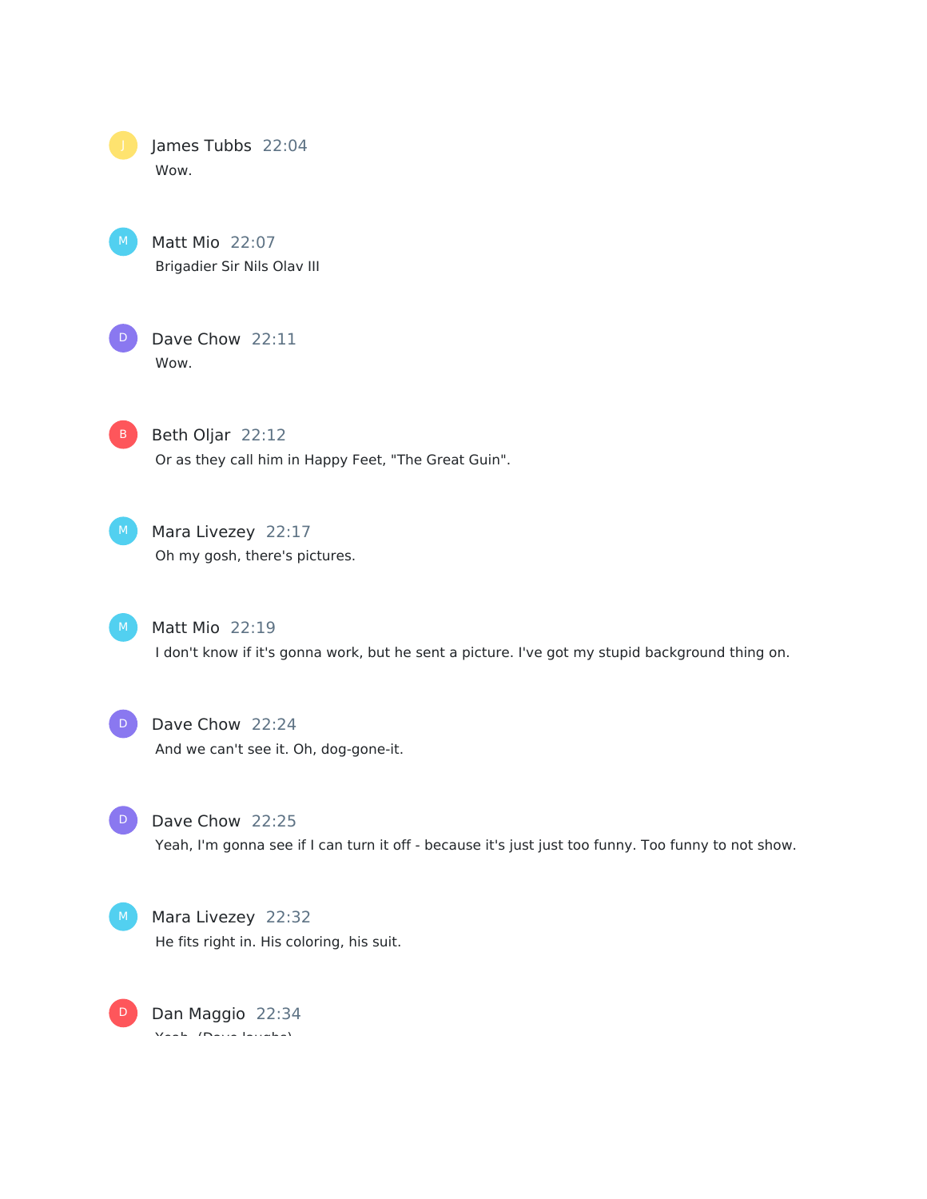James Tubbs 22:04

Wow.

Matt Mio 22:07

Brigadier Sir Nils Olav III

Dave Chow 22:11

Wow.

Beth Oljar 22:12

Or as they call him in Happy Feet, "The Great Guin".

Mara Livezey 22:17

Oh my gosh, there's pictures.

Matt Mio 22:19

I don't know if it's gonna work, but he sent a picture. I've got my stupid background thing on.

Dave Chow 22:24

And we can't see it. Oh, dog-gone-it.

Dave Chow 22:25

Yeah, I'm gonna see if I can turn it off - because it's just just too funny. Too funny to not show.

Mara Livezey 22:32

He fits right in. His coloring, his suit.

Dan Maggio 22:34

Yeah. (Dave laughs)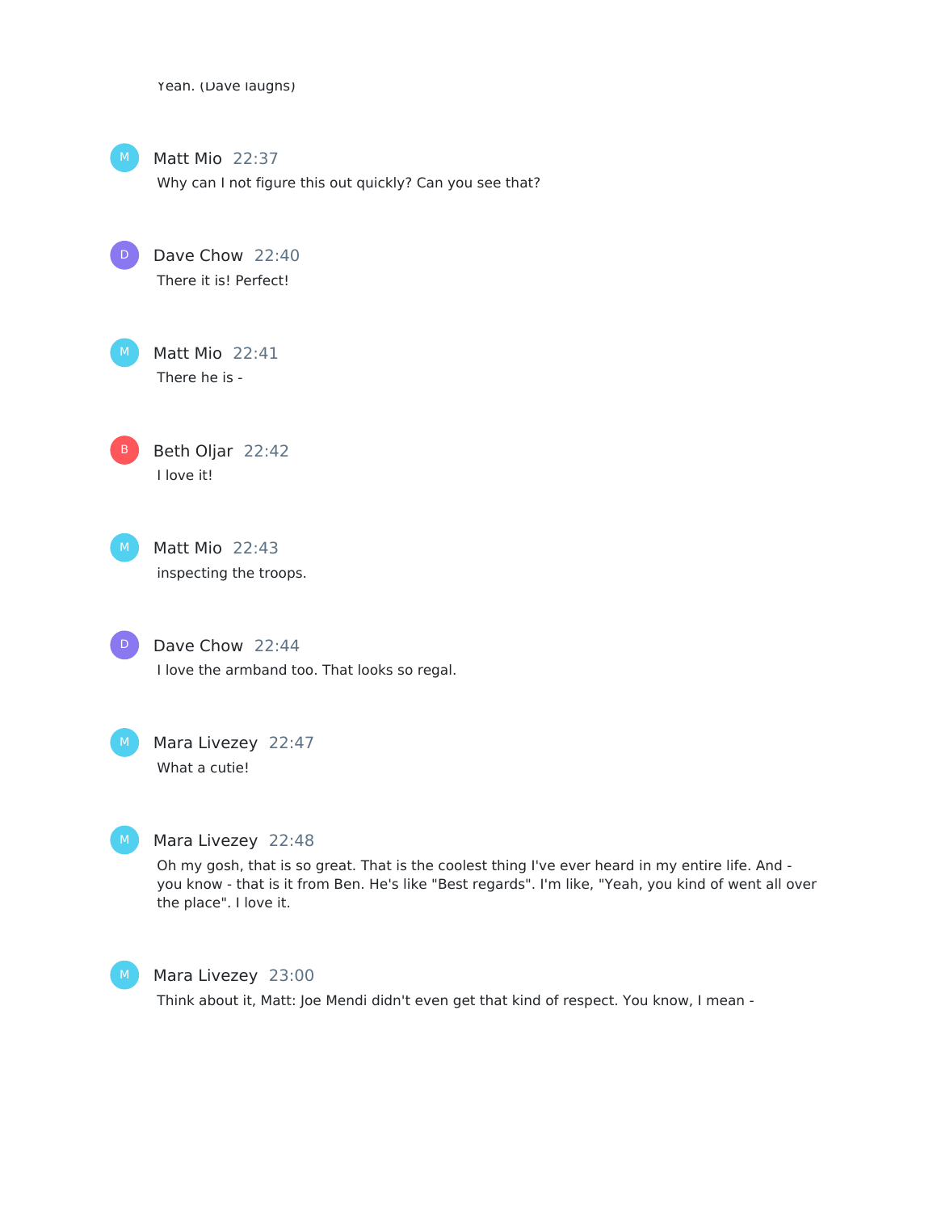Yeah. (Dave laughs)

M Matt Mio 22:37

Why can I not figure this out quickly? Can you see that?

D Dave Chow 22:40

There it is! Perfect!

M Matt Mio 22:41

There he is -

B Beth Oljar 22:42

I love it!

M Matt Mio 22:43

inspecting the troops.

D Dave Chow 22:44

I love the armband too. That looks so regal.

M Mara Livezey 22:47

What a cutie!

M Mara Livezey 22:48

Oh my gosh, that is so great. That is the coolest thing I've ever heard in my entire life. And - you know - that is it from Ben. He's like "Best regards". I'm like, "Yeah, you kind of went all over the place". I love it.

M Mara Livezey 23:00

Think about it, Matt: Joe Mendi didn't even get that kind of respect. You know, I mean -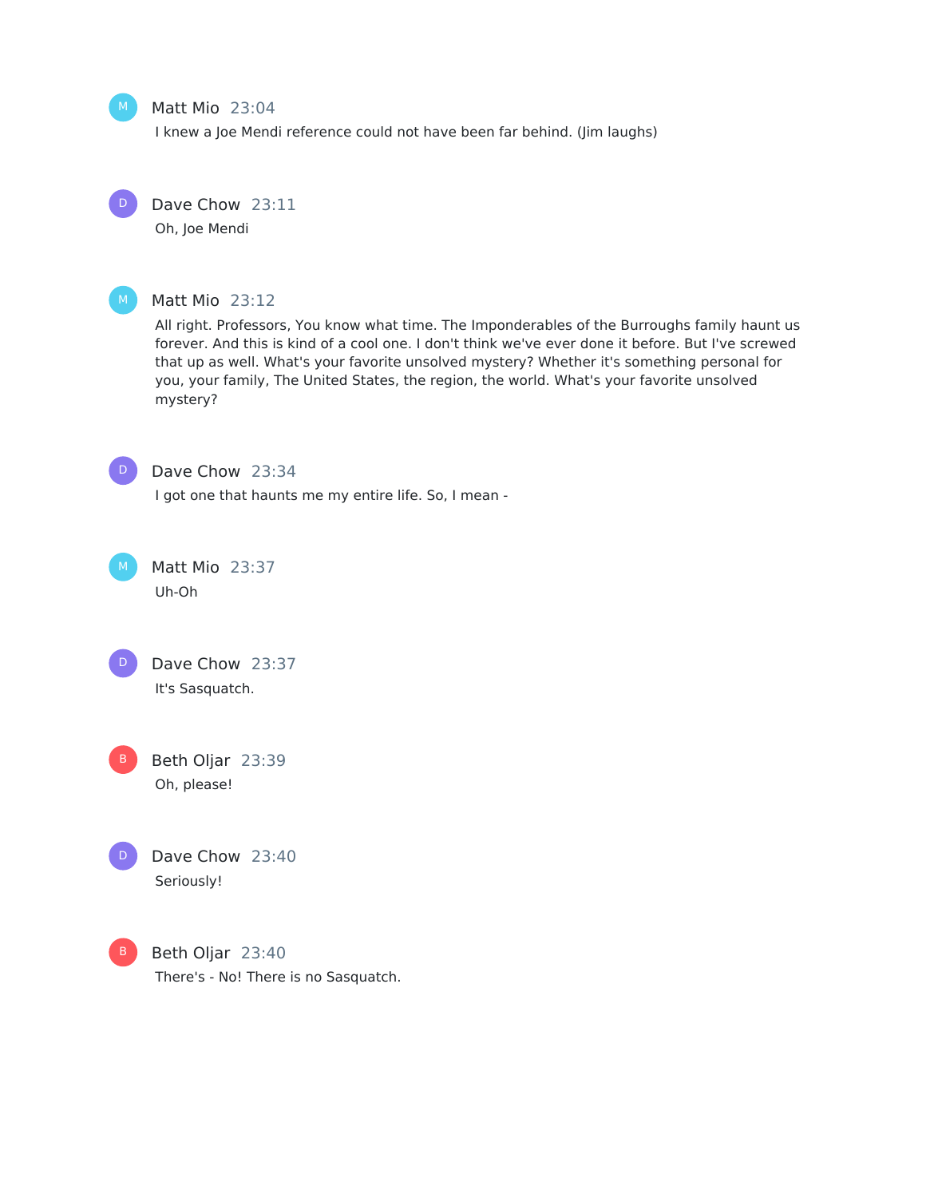Matt Mio 23:04

I knew a Joe Mendi reference could not have been far behind. (Jim laughs)

Dave Chow 23:11

Oh, Joe Mendi

Matt Mio 23:12

All right. Professors, You know what time. The Imponderables of the Burroughs family haunt us forever. And this is kind of a cool one. I don't think we've ever done it before. But I've screwed that up as well. What's your favorite unsolved mystery? Whether it's something personal for you, your family, The United States, the region, the world. What's your favorite unsolved mystery?

Dave Chow 23:34

I got one that haunts me my entire life. So, I mean -

Matt Mio 23:37

Uh-Oh

Dave Chow 23:37

It's Sasquatch.

Beth Oljar 23:39

Oh, please!

Dave Chow 23:40

Seriously!

Beth Oljar 23:40

There's - No! There is no Sasquatch.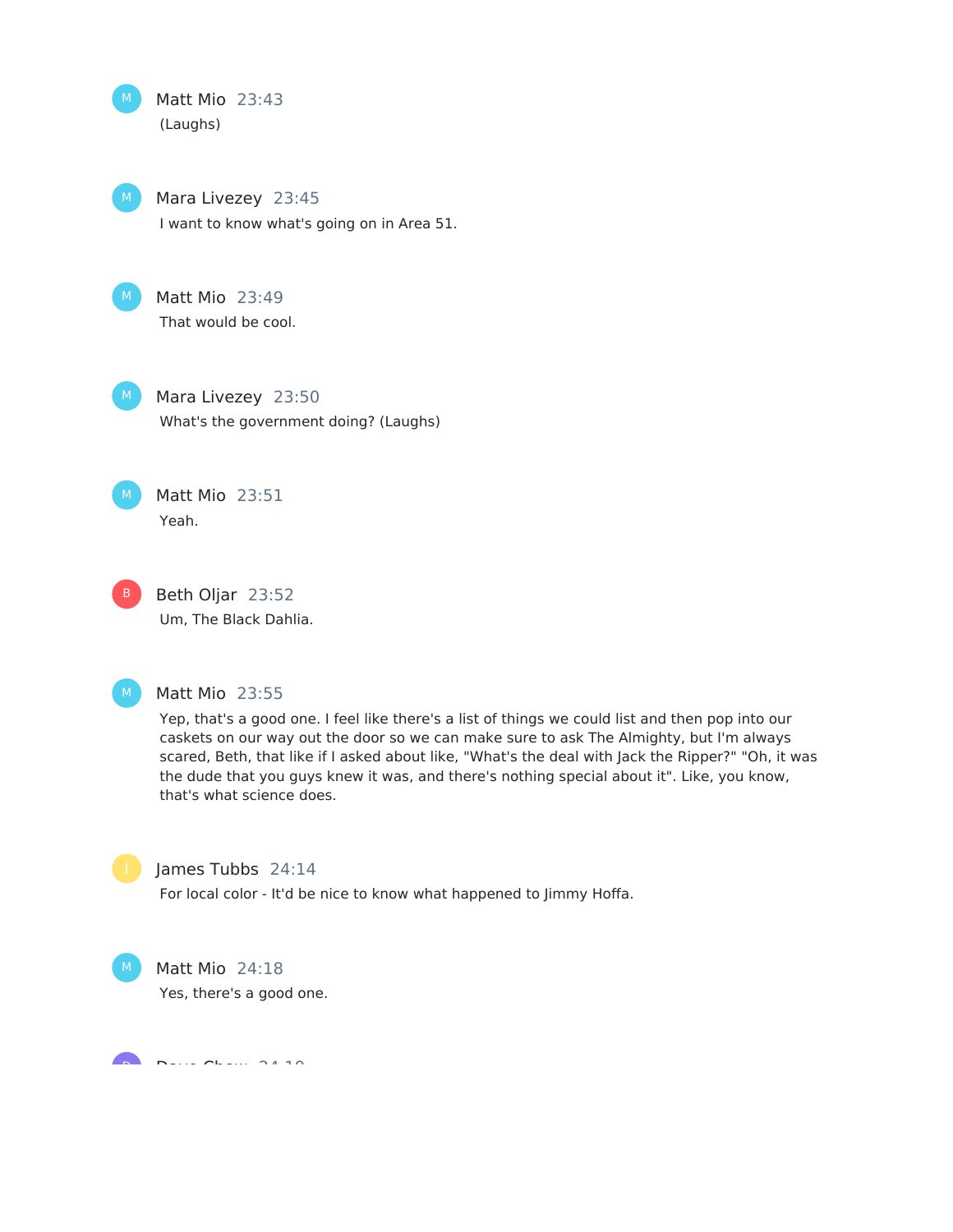Matt Mio 23:43
(Laughs)

Mara Livezey 23:45
I want to know what's going on in Area 51.

Matt Mio 23:49
That would be cool.

Mara Livezey 23:50
What's the government doing? (Laughs)

Matt Mio 23:51
Yeah.

Beth Oljar 23:52
Um, The Black Dahlia.

Matt Mio 23:55
Yep, that's a good one. I feel like there's a list of things we could list and then pop into our caskets on our way out the door so we can make sure to ask The Almighty, but I'm always scared, Beth, that like if I asked about like, "What's the deal with Jack the Ripper?" "Oh, it was the dude that you guys knew it was, and there's nothing special about it". Like, you know, that's what science does.

James Tubbs 24:14
For local color - It'd be nice to know what happened to Jimmy Hoffa.

Matt Mio 24:18
Yes, there's a good one.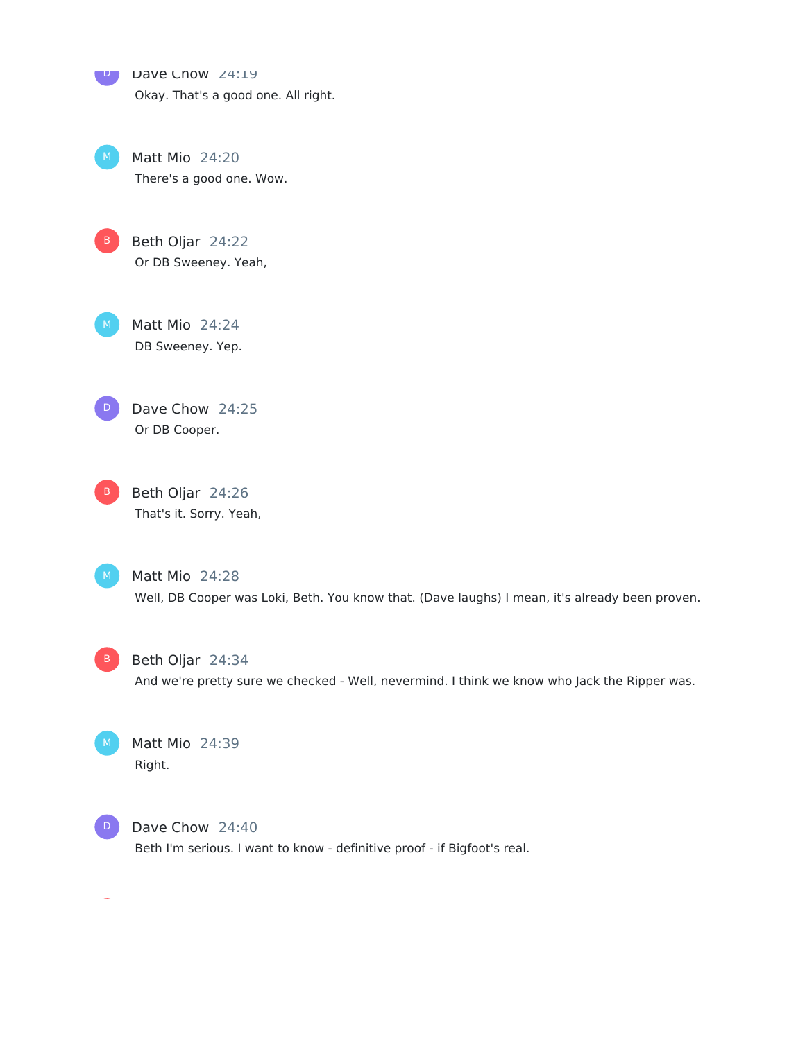Dave Chow 24:19
Okay. That's a good one. All right.

Matt Mio 24:20
There's a good one. Wow.

Beth Oljar 24:22
Or DB Sweeney. Yeah,

Matt Mio 24:24
DB Sweeney. Yep.

Dave Chow 24:25
Or DB Cooper.

Beth Oljar 24:26
That's it. Sorry. Yeah,

Matt Mio 24:28
Well, DB Cooper was Loki, Beth. You know that. (Dave laughs) I mean, it's already been proven.

Beth Oljar 24:34
And we're pretty sure we checked - Well, nevermind. I think we know who Jack the Ripper was.

Matt Mio 24:39
Right.

Dave Chow 24:40
Beth I'm serious. I want to know - definitive proof - if Bigfoot's real.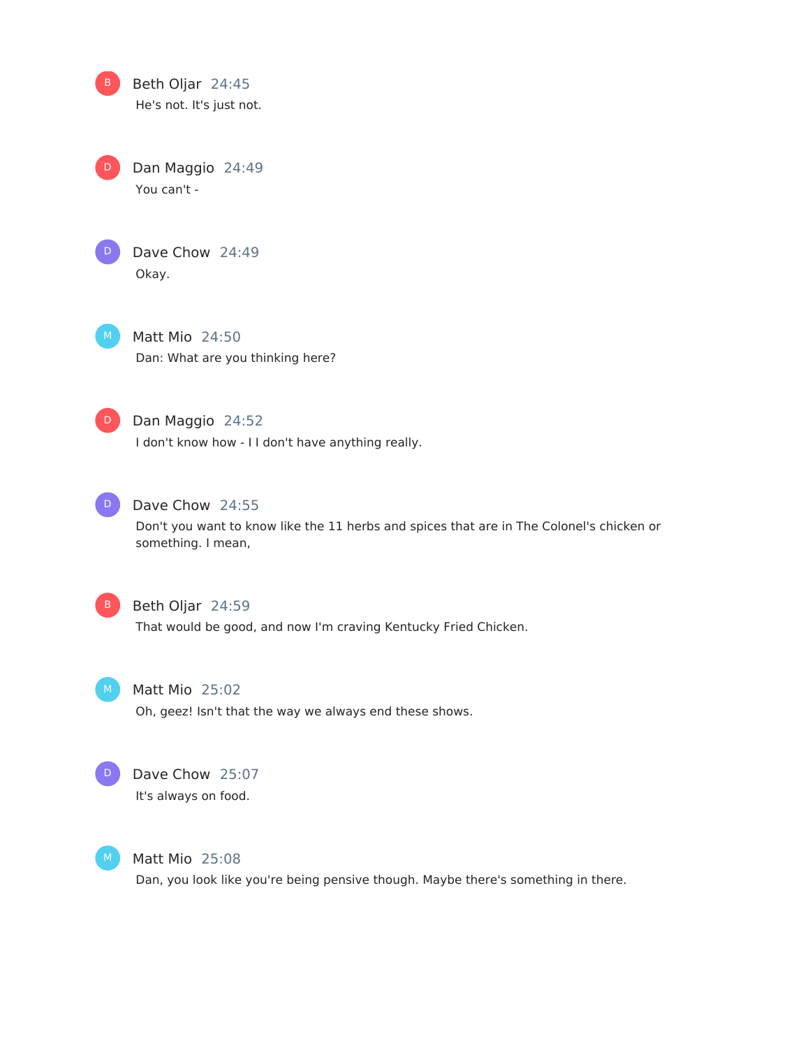Beth Oljar 24:45

He's not. It's just not.

Dan Maggio 24:49

You can't -

Dave Chow 24:49

Okay.

Matt Mio 24:50

Dan: What are you thinking here?

Dan Maggio 24:52

I don't know how - I I don't have anything really.

Dave Chow 24:55

Don't you want to know like the 11 herbs and spices that are in The Colonel's chicken or something. I mean,

Beth Oljar 24:59

That would be good, and now I'm craving Kentucky Fried Chicken.

Matt Mio 25:02

Oh, geez! Isn't that the way we always end these shows.

Dave Chow 25:07

It's always on food.

Matt Mio 25:08

Dan, you look like you're being pensive though. Maybe there's something in there.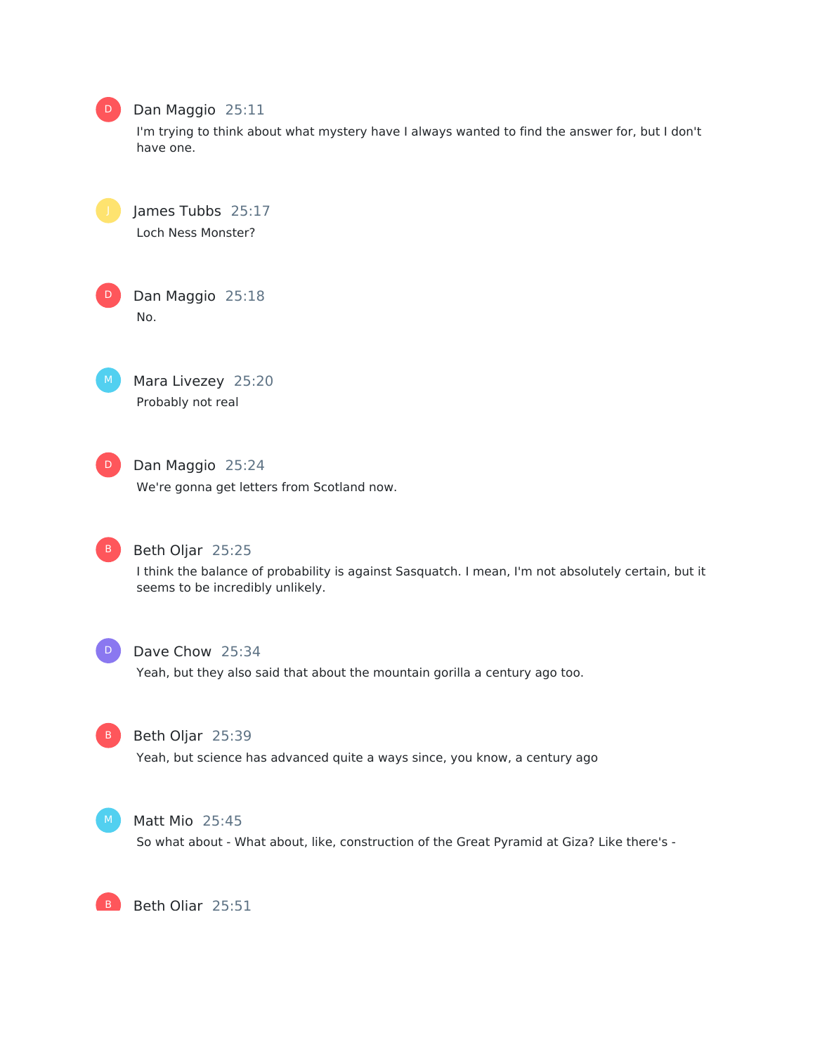Dan Maggio 25:11

I'm trying to think about what mystery have I always wanted to find the answer for, but I don't have one.

James Tubbs 25:17

Loch Ness Monster?

Dan Maggio 25:18

No.

Mara Livezey 25:20

Probably not real

Dan Maggio 25:24

We're gonna get letters from Scotland now.

Beth Oljar 25:25

I think the balance of probability is against Sasquatch. I mean, I'm not absolutely certain, but it seems to be incredibly unlikely.

Dave Chow 25:34

Yeah, but they also said that about the mountain gorilla a century ago too.

Beth Oljar 25:39

Yeah, but science has advanced quite a ways since, you know, a century ago

Matt Mio 25:45

So what about - What about, like, construction of the Great Pyramid at Giza? Like there's -

Beth Oljar 25:51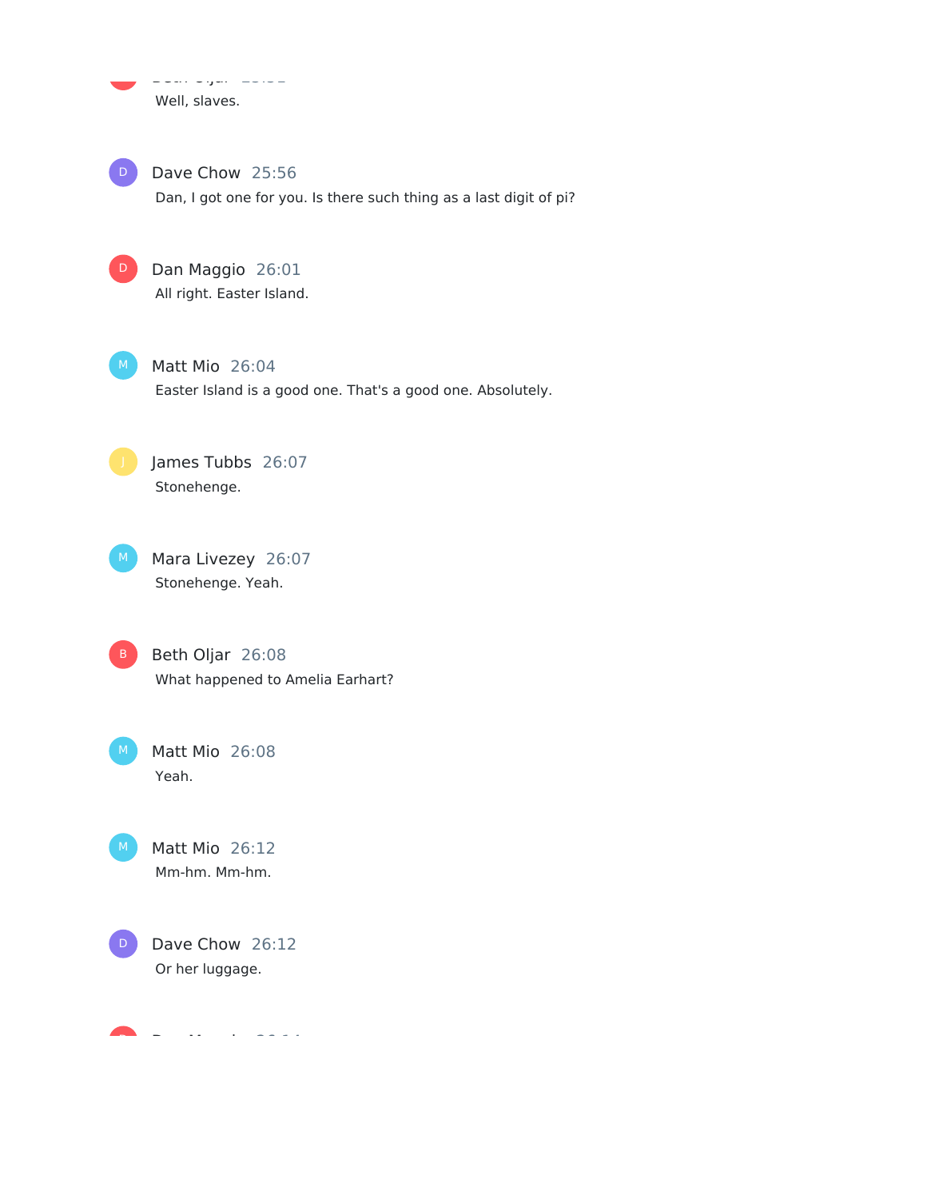Well, slaves.

**Dave Chow** 25:56

Dan, I got one for you. Is there such thing as a last digit of pi?

**Dan Maggio** 26:01

All right. Easter Island.

**Matt Mio** 26:04

Easter Island is a good one. That's a good one. Absolutely.

**James Tubbs** 26:07

Stonehenge.

**Mara Livezey** 26:07

Stonehenge. Yeah.

**Beth Oljar** 26:08

What happened to Amelia Earhart?

**Matt Mio** 26:08

Yeah.

**Matt Mio** 26:12

Mm-hm. Mm-hm.

**Dave Chow** 26:12

Or her luggage.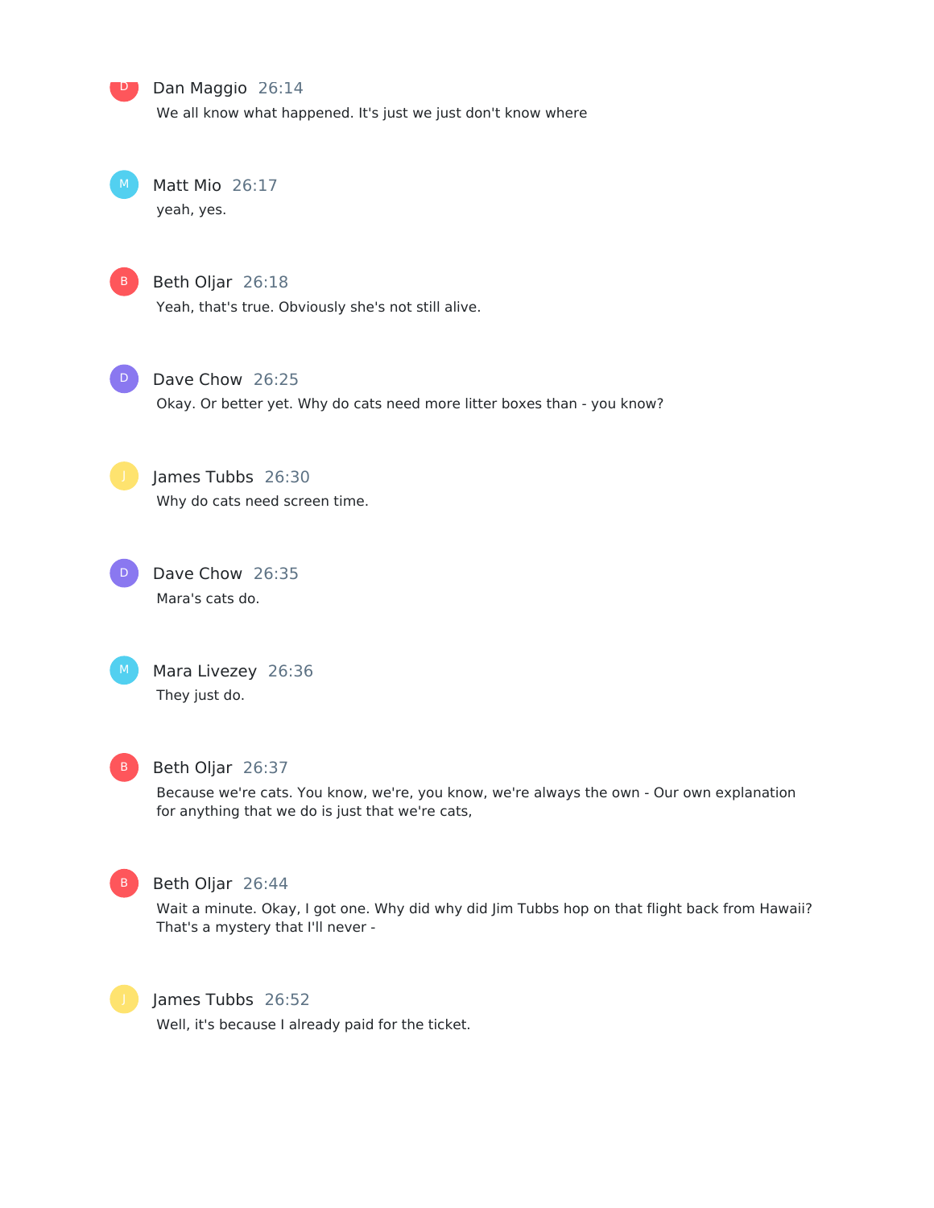Dan Maggio 26:14

We all know what happened. It's just we just don't know where

Matt Mio 26:17

yeah, yes.

Beth Oljar 26:18

Yeah, that's true. Obviously she's not still alive.

Dave Chow 26:25

Okay. Or better yet. Why do cats need more litter boxes than - you know?

James Tubbs 26:30

Why do cats need screen time.

Dave Chow 26:35

Mara's cats do.

Mara Livezey 26:36

They just do.

Beth Oljar 26:37

Because we're cats. You know, we're, you know, we're always the own - Our own explanation for anything that we do is just that we're cats,

Beth Oljar 26:44

Wait a minute. Okay, I got one. Why did why did Jim Tubbs hop on that flight back from Hawaii? That's a mystery that I'll never -

James Tubbs 26:52

Well, it's because I already paid for the ticket.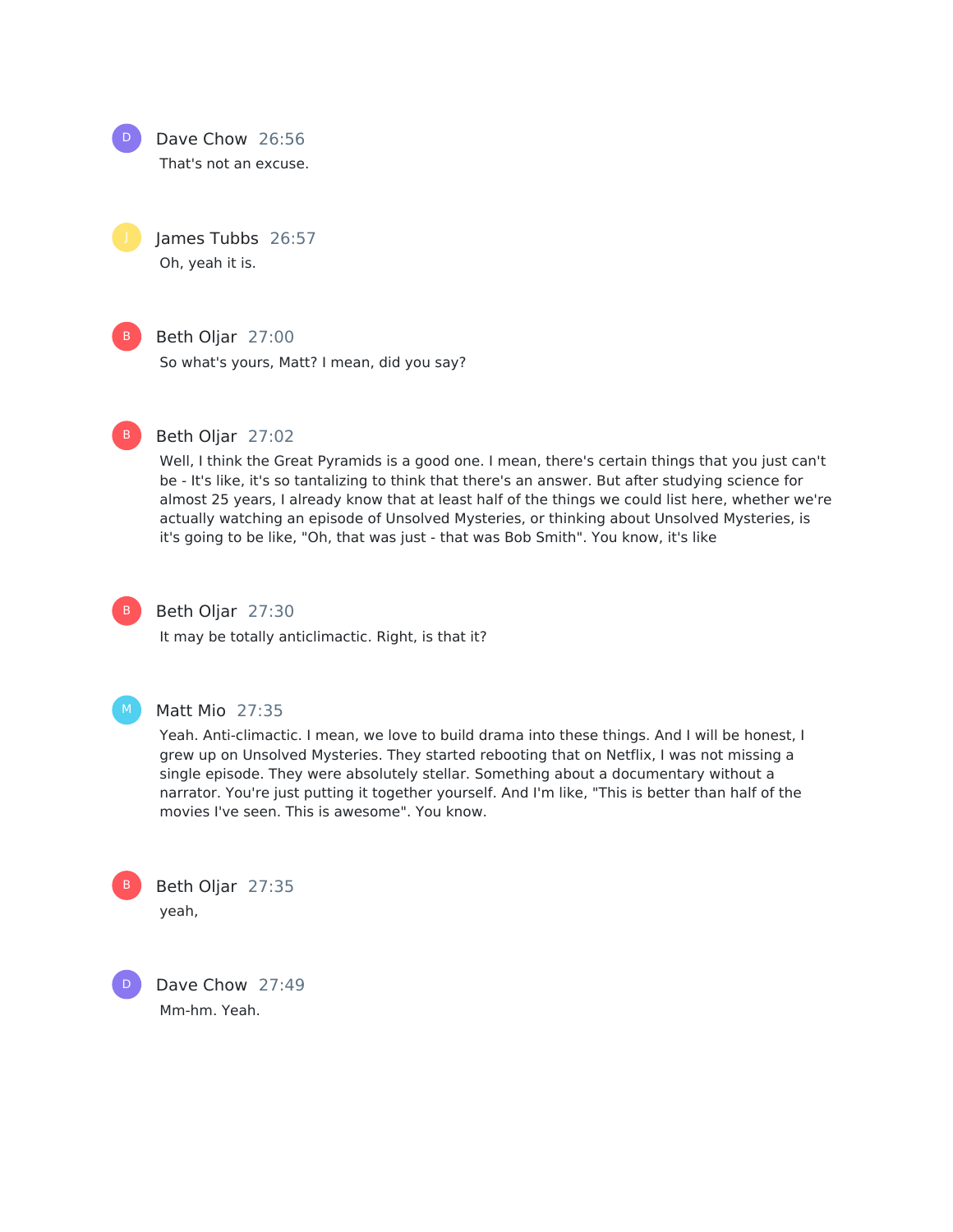Dave Chow 26:56

That's not an excuse.

James Tubbs 26:57

Oh, yeah it is.

Beth Oljar 27:00

So what's yours, Matt? I mean, did you say?

Beth Oljar 27:02

Well, I think the Great Pyramids is a good one. I mean, there's certain things that you just can't be - It's like, it's so tantalizing to think that there's an answer. But after studying science for almost 25 years, I already know that at least half of the things we could list here, whether we're actually watching an episode of Unsolved Mysteries, or thinking about Unsolved Mysteries, is it's going to be like, "Oh, that was just - that was Bob Smith". You know, it's like

Beth Oljar 27:30

It may be totally anticlimactic. Right, is that it?

Matt Mio 27:35

Yeah. Anti-climactic. I mean, we love to build drama into these things. And I will be honest, I grew up on Unsolved Mysteries. They started rebooting that on Netflix, I was not missing a single episode. They were absolutely stellar. Something about a documentary without a narrator. You're just putting it together yourself. And I'm like, "This is better than half of the movies I've seen. This is awesome". You know.

Beth Oljar 27:35

yeah,

Dave Chow 27:49

Mm-hm. Yeah.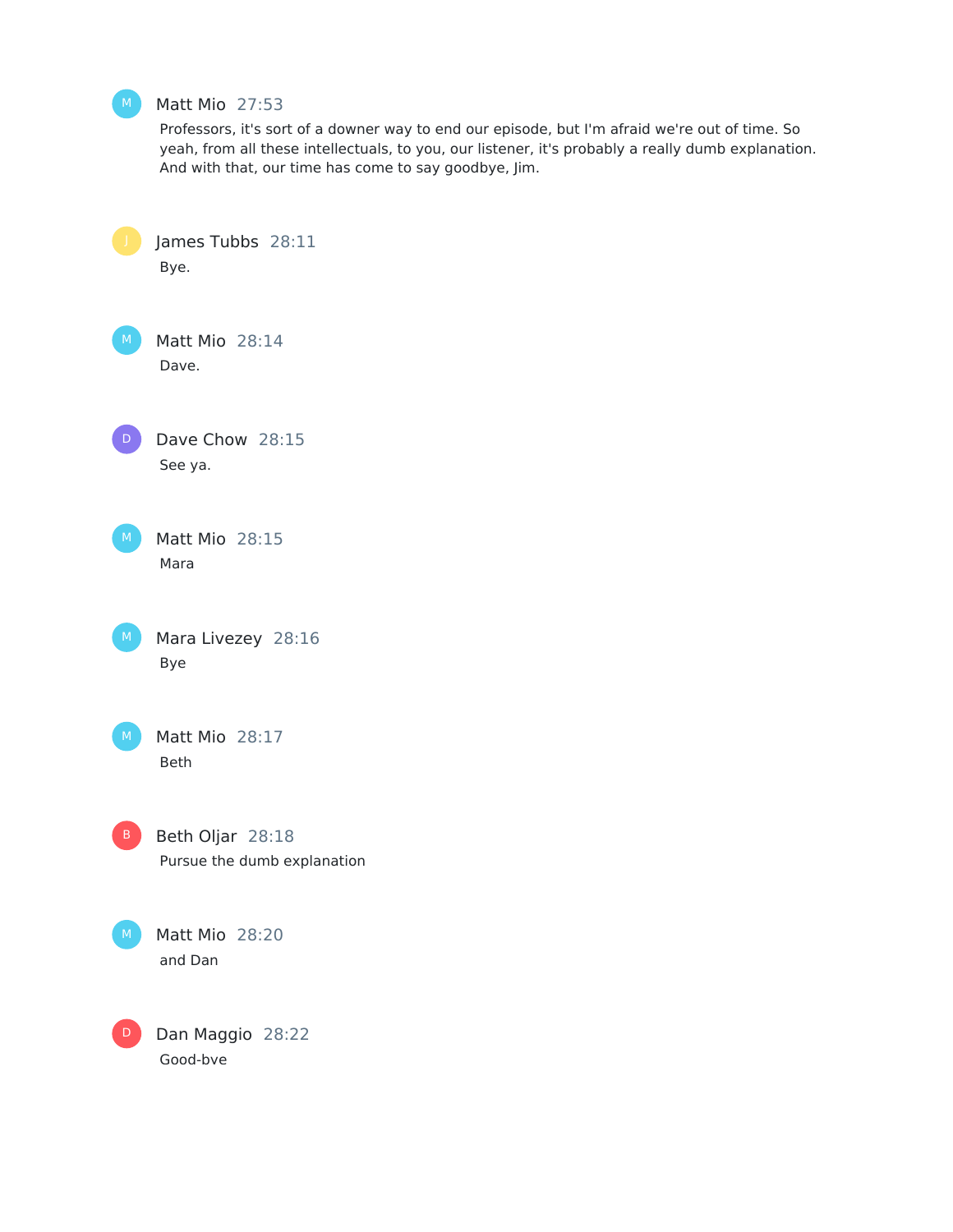Matt Mio 27:53

Professors, it's sort of a downer way to end our episode, but I'm afraid we're out of time. So yeah, from all these intellectuals, to you, our listener, it's probably a really dumb explanation. And with that, our time has come to say goodbye, Jim.

James Tubbs 28:11

Bye.

Matt Mio 28:14

Dave.

Dave Chow 28:15

See ya.

Matt Mio 28:15

Mara

Mara Livezey 28:16

Bye

Matt Mio 28:17

Beth

Beth Oljar 28:18

Pursue the dumb explanation

Matt Mio 28:20

and Dan

Dan Maggio 28:22

Good-bve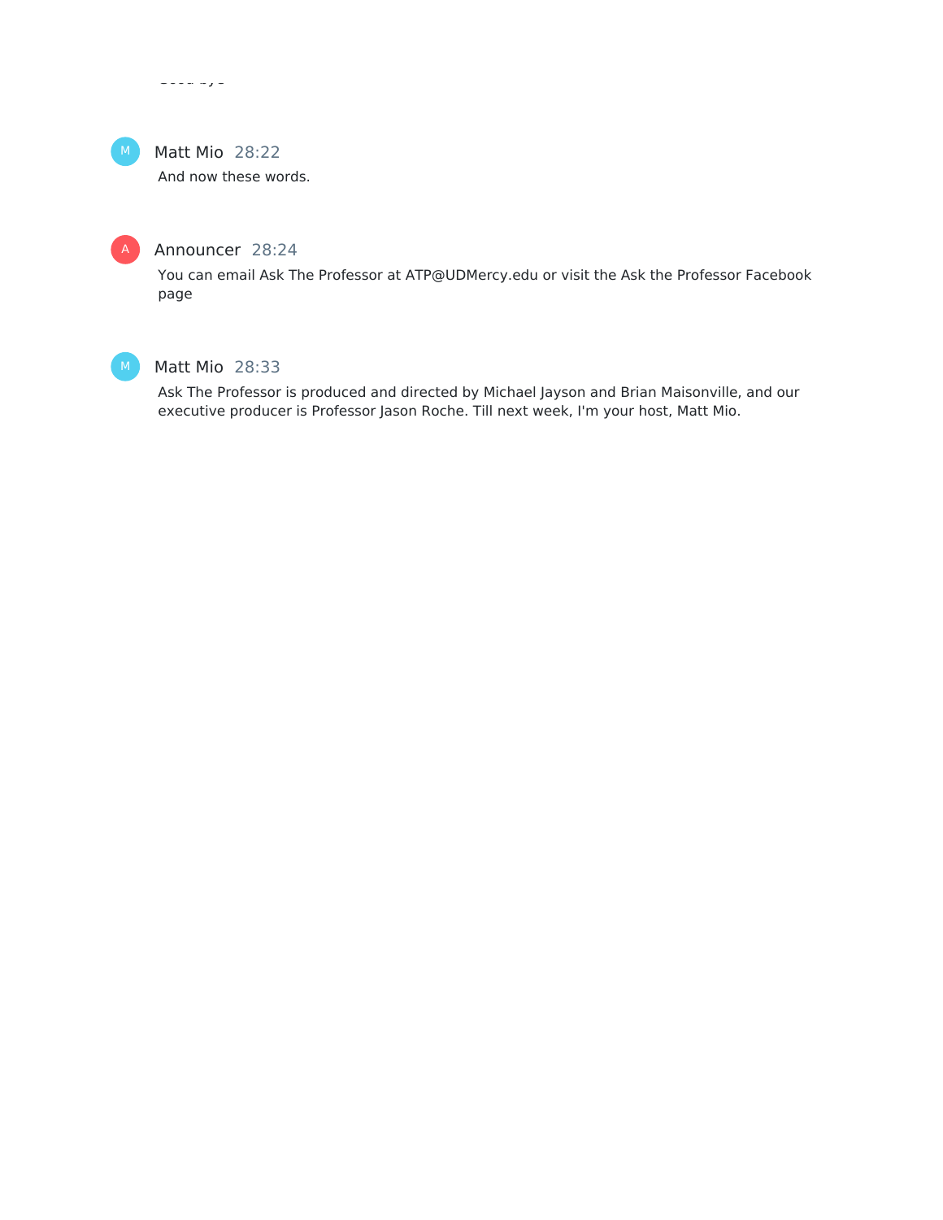Good bye

Matt Mio 28:22

And now these words.

Announcer 28:24

You can email Ask The Professor at ATP@UDMercy.edu or visit the Ask the Professor Facebook page

Matt Mio 28:33

Ask The Professor is produced and directed by Michael Jayson and Brian Maisonville, and our executive producer is Professor Jason Roche. Till next week, I'm your host, Matt Mio.